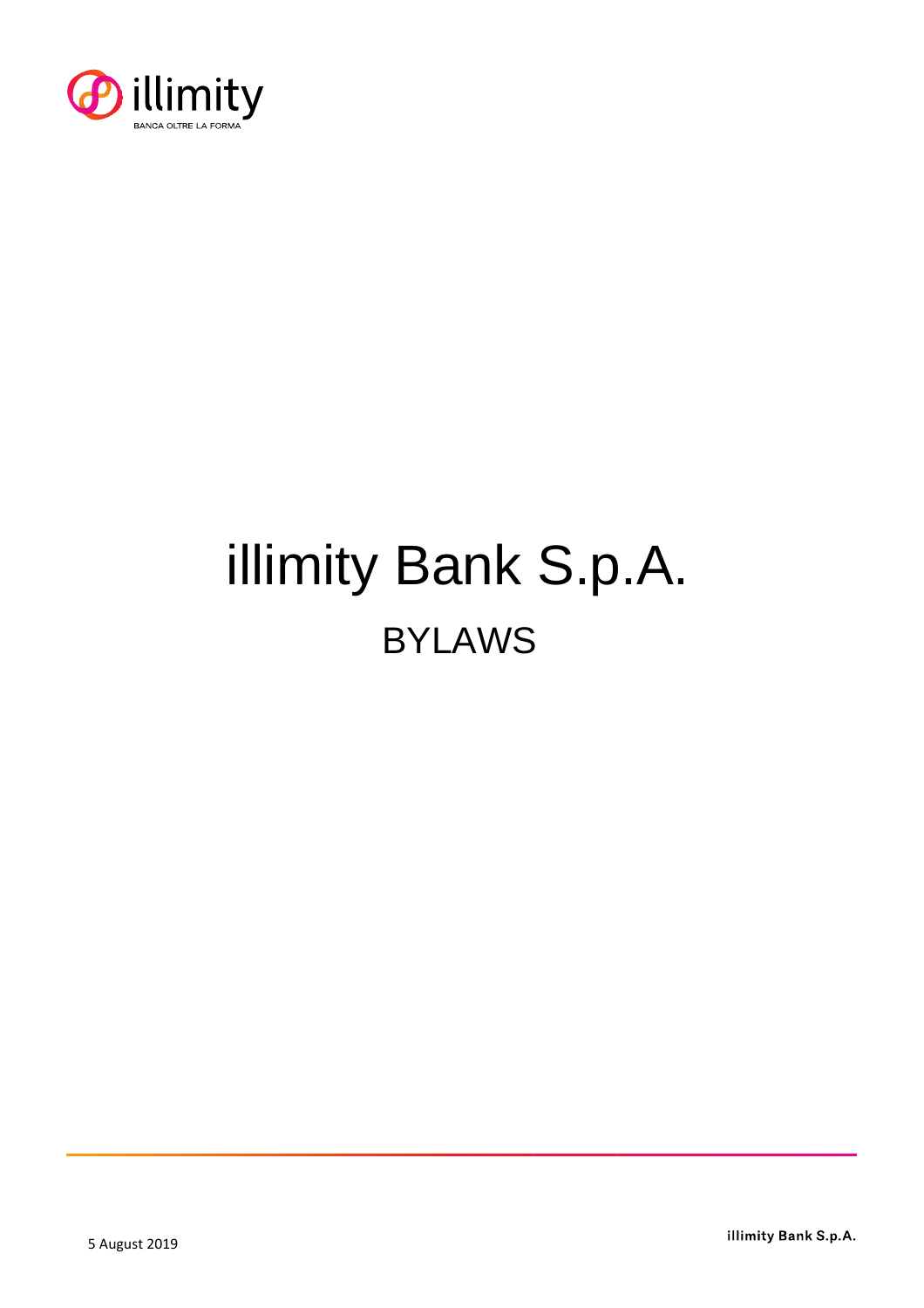illimity

BANCA OLTRE LA FORMA

# illimity Bank S.p.A.

## BYLAWS

5 August 2019

illimity Bank S.p.A.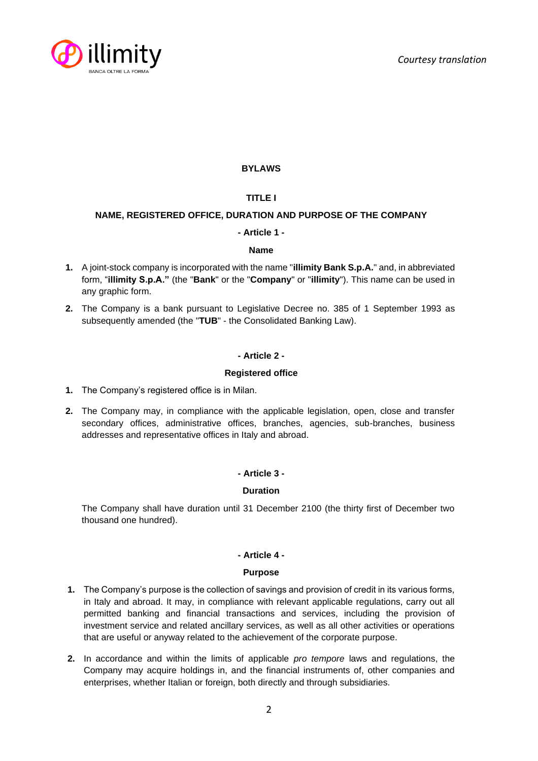# BYLAWS

## TITLE I

## NAME, REGISTERED OFFICE, DURATION AND PURPOSE OF THE COMPANY

### - Article 1 -

### Name

1. A joint-stock company is incorporated with the name "**illimity Bank S.p.A.**" and, in abbreviated form, "**illimity S.p.A.**" (the "**Bank**" or the "**Company**" or "**illimity**"). This name can be used in any graphic form.

2. The Company is a bank pursuant to Legislative Decree no. 385 of 1 September 1993 as subsequently amended (the "**TUB**" - the Consolidated Banking Law).

### - Article 2 -

### Registered office

1. The Company's registered office is in Milan.

2. The Company may, in compliance with the applicable legislation, open, close and transfer secondary offices, administrative offices, branches, agencies, sub-branches, business addresses and representative offices in Italy and abroad.

### - Article 3 -

### Duration

The Company shall have duration until 31 December 2100 (the thirty first of December two thousand one hundred).

### - Article 4 -

### Purpose

1. The Company's purpose is the collection of savings and provision of credit in its various forms, in Italy and abroad. It may, in compliance with relevant applicable regulations, carry out all permitted banking and financial transactions and services, including the provision of investment service and related ancillary services, as well as all other activities or operations that are useful or anyway related to the achievement of the corporate purpose.

2. In accordance and within the limits of applicable *pro tempore* laws and regulations, the Company may acquire holdings in, and the financial instruments of, other companies and enterprises, whether Italian or foreign, both directly and through subsidiaries.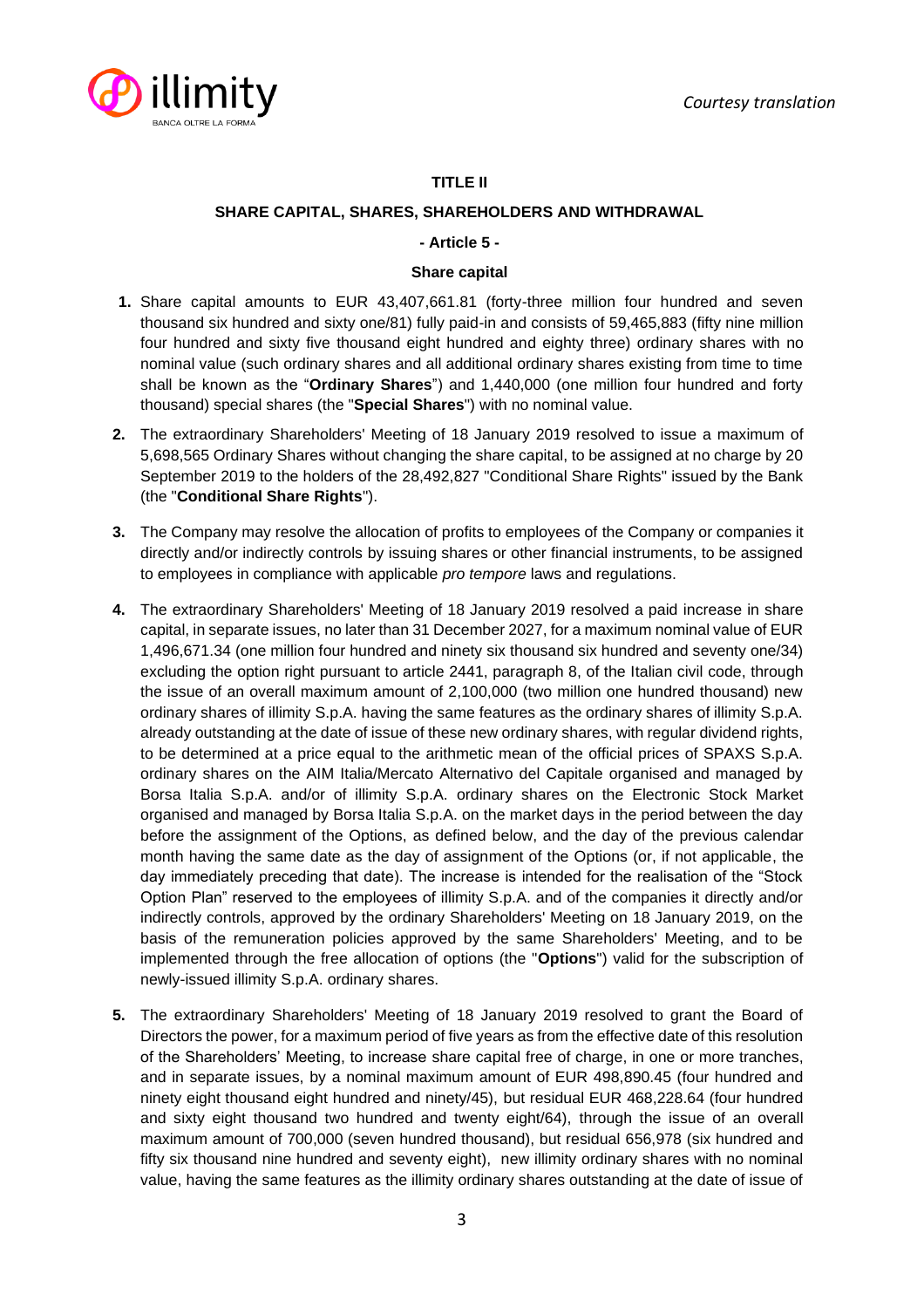## TITLE II

### SHARE CAPITAL, SHARES, SHAREHOLDERS AND WITHDRAWAL

**- Article 5 -**

**Share capital**

1. Share capital amounts to EUR 43,407,661.81 (forty-three million four hundred and seven thousand six hundred and sixty one/81) fully paid-in and consists of 59,465,883 (fifty nine million four hundred and sixty five thousand eight hundred and eighty three) ordinary shares with no nominal value (such ordinary shares and all additional ordinary shares existing from time to time shall be known as the "**Ordinary Shares**") and 1,440,000 (one million four hundred and forty thousand) special shares (the "**Special Shares**") with no nominal value.

2. The extraordinary Shareholders' Meeting of 18 January 2019 resolved to issue a maximum of 5,698,565 Ordinary Shares without changing the share capital, to be assigned at no charge by 20 September 2019 to the holders of the 28,492,827 "Conditional Share Rights" issued by the Bank (the "**Conditional Share Rights**").

3. The Company may resolve the allocation of profits to employees of the Company or companies it directly and/or indirectly controls by issuing shares or other financial instruments, to be assigned to employees in compliance with applicable *pro tempore* laws and regulations.

4. The extraordinary Shareholders' Meeting of 18 January 2019 resolved a paid increase in share capital, in separate issues, no later than 31 December 2027, for a maximum nominal value of EUR 1,496,671.34 (one million four hundred and ninety six thousand six hundred and seventy one/34) excluding the option right pursuant to article 2441, paragraph 8, of the Italian civil code, through the issue of an overall maximum amount of 2,100,000 (two million one hundred thousand) new ordinary shares of illimity S.p.A. having the same features as the ordinary shares of illimity S.p.A. already outstanding at the date of issue of these new ordinary shares, with regular dividend rights, to be determined at a price equal to the arithmetic mean of the official prices of SPAXS S.p.A. ordinary shares on the AIM Italia/Mercato Alternativo del Capitale organised and managed by Borsa Italia S.p.A. and/or of illimity S.p.A. ordinary shares on the Electronic Stock Market organised and managed by Borsa Italia S.p.A. on the market days in the period between the day before the assignment of the Options, as defined below, and the day of the previous calendar month having the same date as the day of assignment of the Options (or, if not applicable, the day immediately preceding that date). The increase is intended for the realisation of the "Stock Option Plan" reserved to the employees of illimity S.p.A. and of the companies it directly and/or indirectly controls, approved by the ordinary Shareholders' Meeting on 18 January 2019, on the basis of the remuneration policies approved by the same Shareholders' Meeting, and to be implemented through the free allocation of options (the "**Options**") valid for the subscription of newly-issued illimity S.p.A. ordinary shares.

5. The extraordinary Shareholders' Meeting of 18 January 2019 resolved to grant the Board of Directors the power, for a maximum period of five years as from the effective date of this resolution of the Shareholders' Meeting, to increase share capital free of charge, in one or more tranches, and in separate issues, by a nominal maximum amount of EUR 498,890.45 (four hundred and ninety eight thousand eight hundred and ninety/45), but residual EUR 468,228.64 (four hundred and sixty eight thousand two hundred and twenty eight/64), through the issue of an overall maximum amount of 700,000 (seven hundred thousand), but residual 656,978 (six hundred and fifty six thousand nine hundred and seventy eight), new illimity ordinary shares with no nominal value, having the same features as the illimity ordinary shares outstanding at the date of issue of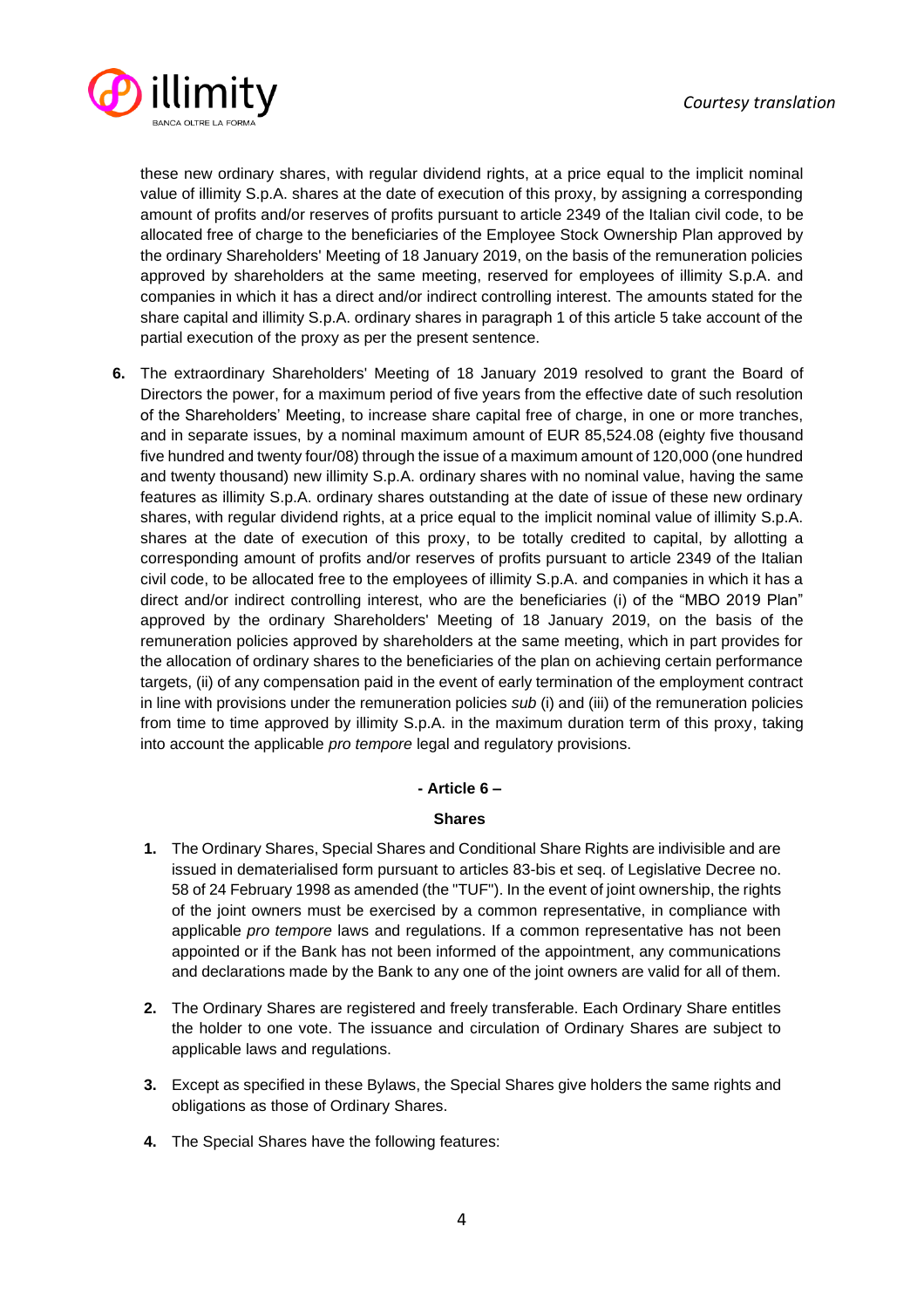these new ordinary shares, with regular dividend rights, at a price equal to the implicit nominal value of illimity S.p.A. shares at the date of execution of this proxy, by assigning a corresponding amount of profits and/or reserves of profits pursuant to article 2349 of the Italian civil code, to be allocated free of charge to the beneficiaries of the Employee Stock Ownership Plan approved by the ordinary Shareholders' Meeting of 18 January 2019, on the basis of the remuneration policies approved by shareholders at the same meeting, reserved for employees of illimity S.p.A. and companies in which it has a direct and/or indirect controlling interest. The amounts stated for the share capital and illimity S.p.A. ordinary shares in paragraph 1 of this article 5 take account of the partial execution of the proxy as per the present sentence.

**6.** The extraordinary Shareholders' Meeting of 18 January 2019 resolved to grant the Board of Directors the power, for a maximum period of five years from the effective date of such resolution of the Shareholders' Meeting, to increase share capital free of charge, in one or more tranches, and in separate issues, by a nominal maximum amount of EUR 85,524.08 (eighty five thousand five hundred and twenty four/08) through the issue of a maximum amount of 120,000 (one hundred and twenty thousand) new illimity S.p.A. ordinary shares with no nominal value, having the same features as illimity S.p.A. ordinary shares outstanding at the date of issue of these new ordinary shares, with regular dividend rights, at a price equal to the implicit nominal value of illimity S.p.A. shares at the date of execution of this proxy, to be totally credited to capital, by allotting a corresponding amount of profits and/or reserves of profits pursuant to article 2349 of the Italian civil code, to be allocated free to the employees of illimity S.p.A. and companies in which it has a direct and/or indirect controlling interest, who are the beneficiaries (i) of the "MBO 2019 Plan" approved by the ordinary Shareholders' Meeting of 18 January 2019, on the basis of the remuneration policies approved by shareholders at the same meeting, which in part provides for the allocation of ordinary shares to the beneficiaries of the plan on achieving certain performance targets, (ii) of any compensation paid in the event of early termination of the employment contract in line with provisions under the remuneration policies *sub* (i) and (iii) of the remuneration policies from time to time approved by illimity S.p.A. in the maximum duration term of this proxy, taking into account the applicable *pro tempore* legal and regulatory provisions.

## - Article 6 –

## Shares

1. The Ordinary Shares, Special Shares and Conditional Share Rights are indivisible and are issued in dematerialised form pursuant to articles 83-bis et seq. of Legislative Decree no. 58 of 24 February 1998 as amended (the "TUF"). In the event of joint ownership, the rights of the joint owners must be exercised by a common representative, in compliance with applicable *pro tempore* laws and regulations. If a common representative has not been appointed or if the Bank has not been informed of the appointment, any communications and declarations made by the Bank to any one of the joint owners are valid for all of them.

2. The Ordinary Shares are registered and freely transferable. Each Ordinary Share entitles the holder to one vote. The issuance and circulation of Ordinary Shares are subject to applicable laws and regulations.

3. Except as specified in these Bylaws, the Special Shares give holders the same rights and obligations as those of Ordinary Shares.

4. The Special Shares have the following features: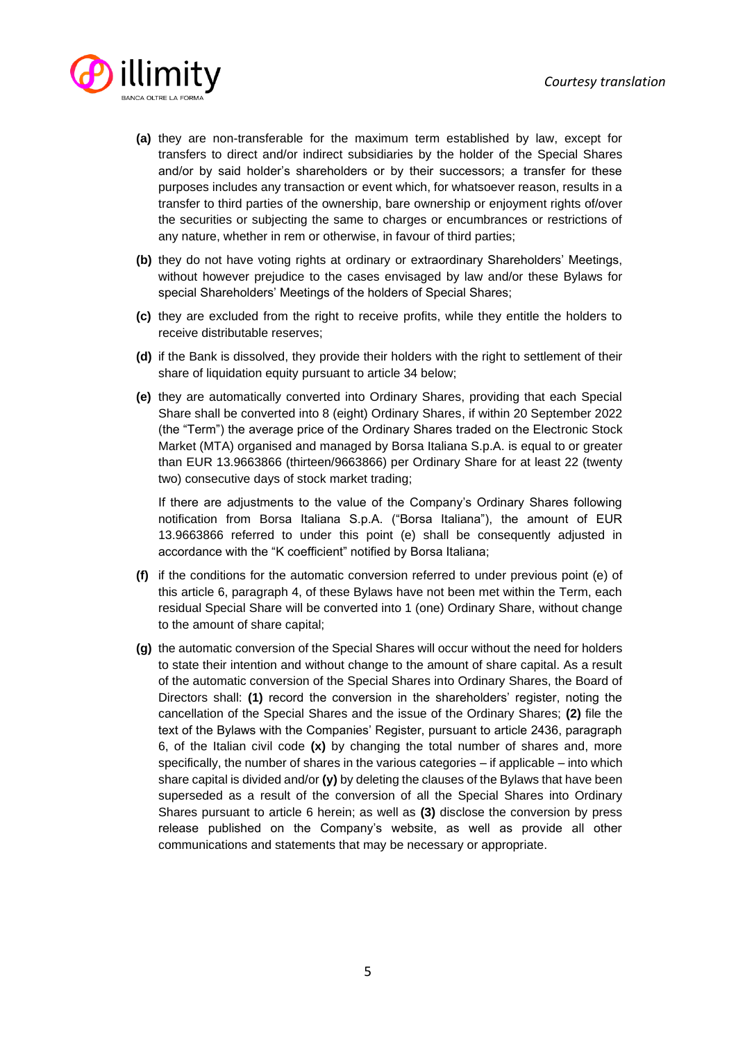**(a)** they are non-transferable for the maximum term established by law, except for transfers to direct and/or indirect subsidiaries by the holder of the Special Shares and/or by said holder's shareholders or by their successors; a transfer for these purposes includes any transaction or event which, for whatsoever reason, results in a transfer to third parties of the ownership, bare ownership or enjoyment rights of/over the securities or subjecting the same to charges or encumbrances or restrictions of any nature, whether in rem or otherwise, in favour of third parties;

**(b)** they do not have voting rights at ordinary or extraordinary Shareholders' Meetings, without however prejudice to the cases envisaged by law and/or these Bylaws for special Shareholders' Meetings of the holders of Special Shares;

**(c)** they are excluded from the right to receive profits, while they entitle the holders to receive distributable reserves;

**(d)** if the Bank is dissolved, they provide their holders with the right to settlement of their share of liquidation equity pursuant to article 34 below;

**(e)** they are automatically converted into Ordinary Shares, providing that each Special Share shall be converted into 8 (eight) Ordinary Shares, if within 20 September 2022 (the "Term") the average price of the Ordinary Shares traded on the Electronic Stock Market (MTA) organised and managed by Borsa Italiana S.p.A. is equal to or greater than EUR 13.9663866 (thirteen/9663866) per Ordinary Share for at least 22 (twenty two) consecutive days of stock market trading;

If there are adjustments to the value of the Company's Ordinary Shares following notification from Borsa Italiana S.p.A. ("Borsa Italiana"), the amount of EUR 13.9663866 referred to under this point (e) shall be consequently adjusted in accordance with the "K coefficient" notified by Borsa Italiana;

**(f)** if the conditions for the automatic conversion referred to under previous point (e) of this article 6, paragraph 4, of these Bylaws have not been met within the Term, each residual Special Share will be converted into 1 (one) Ordinary Share, without change to the amount of share capital;

**(g)** the automatic conversion of the Special Shares will occur without the need for holders to state their intention and without change to the amount of share capital. As a result of the automatic conversion of the Special Shares into Ordinary Shares, the Board of Directors shall: **(1)** record the conversion in the shareholders' register, noting the cancellation of the Special Shares and the issue of the Ordinary Shares; **(2)** file the text of the Bylaws with the Companies' Register, pursuant to article 2436, paragraph 6, of the Italian civil code **(x)** by changing the total number of shares and, more specifically, the number of shares in the various categories – if applicable – into which share capital is divided and/or **(y)** by deleting the clauses of the Bylaws that have been superseded as a result of the conversion of all the Special Shares into Ordinary Shares pursuant to article 6 herein; as well as **(3)** disclose the conversion by press release published on the Company's website, as well as provide all other communications and statements that may be necessary or appropriate.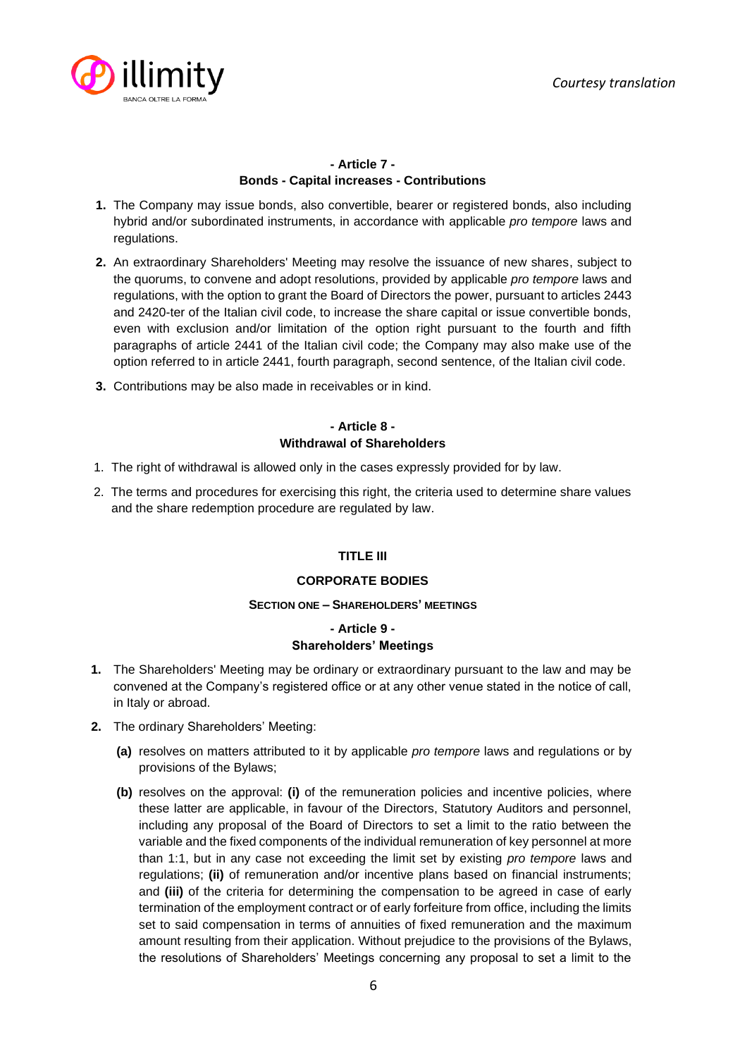## - Article 7 -
## Bonds - Capital increases - Contributions

1. The Company may issue bonds, also convertible, bearer or registered bonds, also including hybrid and/or subordinated instruments, in accordance with applicable *pro tempore* laws and regulations.

2. An extraordinary Shareholders' Meeting may resolve the issuance of new shares, subject to the quorums, to convene and adopt resolutions, provided by applicable *pro tempore* laws and regulations, with the option to grant the Board of Directors the power, pursuant to articles 2443 and 2420-ter of the Italian civil code, to increase the share capital or issue convertible bonds, even with exclusion and/or limitation of the option right pursuant to the fourth and fifth paragraphs of article 2441 of the Italian civil code; the Company may also make use of the option referred to in article 2441, fourth paragraph, second sentence, of the Italian civil code.

3. Contributions may be also made in receivables or in kind.

## - Article 8 -
## Withdrawal of Shareholders

1. The right of withdrawal is allowed only in the cases expressly provided for by law.

2. The terms and procedures for exercising this right, the criteria used to determine share values and the share redemption procedure are regulated by law.

# TITLE III

# CORPORATE BODIES

### SECTION ONE – SHAREHOLDERS' MEETINGS

## - Article 9 -
## Shareholders' Meetings

1. The Shareholders' Meeting may be ordinary or extraordinary pursuant to the law and may be convened at the Company's registered office or at any other venue stated in the notice of call, in Italy or abroad.

2. The ordinary Shareholders' Meeting:

   **(a)** resolves on matters attributed to it by applicable *pro tempore* laws and regulations or by provisions of the Bylaws;

   **(b)** resolves on the approval: **(i)** of the remuneration policies and incentive policies, where these latter are applicable, in favour of the Directors, Statutory Auditors and personnel, including any proposal of the Board of Directors to set a limit to the ratio between the variable and the fixed components of the individual remuneration of key personnel at more than 1:1, but in any case not exceeding the limit set by existing *pro tempore* laws and regulations; **(ii)** of remuneration and/or incentive plans based on financial instruments; and **(iii)** of the criteria for determining the compensation to be agreed in case of early termination of the employment contract or of early forfeiture from office, including the limits set to said compensation in terms of annuities of fixed remuneration and the maximum amount resulting from their application. Without prejudice to the provisions of the Bylaws, the resolutions of Shareholders' Meetings concerning any proposal to set a limit to the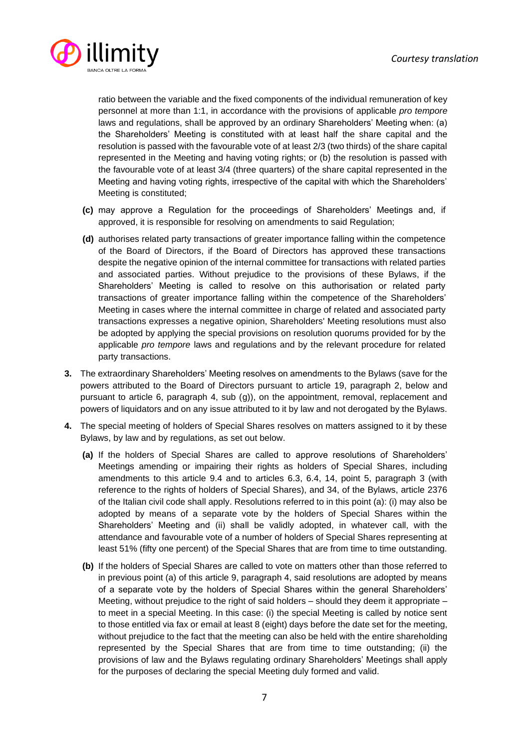ratio between the variable and the fixed components of the individual remuneration of key personnel at more than 1:1, in accordance with the provisions of applicable *pro tempore* laws and regulations, shall be approved by an ordinary Shareholders' Meeting when: (a) the Shareholders' Meeting is constituted with at least half the share capital and the resolution is passed with the favourable vote of at least 2/3 (two thirds) of the share capital represented in the Meeting and having voting rights; or (b) the resolution is passed with the favourable vote of at least 3/4 (three quarters) of the share capital represented in the Meeting and having voting rights, irrespective of the capital with which the Shareholders' Meeting is constituted;

**(c)** may approve a Regulation for the proceedings of Shareholders' Meetings and, if approved, it is responsible for resolving on amendments to said Regulation;

**(d)** authorises related party transactions of greater importance falling within the competence of the Board of Directors, if the Board of Directors has approved these transactions despite the negative opinion of the internal committee for transactions with related parties and associated parties. Without prejudice to the provisions of these Bylaws, if the Shareholders' Meeting is called to resolve on this authorisation or related party transactions of greater importance falling within the competence of the Shareholders' Meeting in cases where the internal committee in charge of related and associated party transactions expresses a negative opinion, Shareholders' Meeting resolutions must also be adopted by applying the special provisions on resolution quorums provided for by the applicable *pro tempore* laws and regulations and by the relevant procedure for related party transactions.

**3.** The extraordinary Shareholders' Meeting resolves on amendments to the Bylaws (save for the powers attributed to the Board of Directors pursuant to article 19, paragraph 2, below and pursuant to article 6, paragraph 4, sub (g)), on the appointment, removal, replacement and powers of liquidators and on any issue attributed to it by law and not derogated by the Bylaws.

**4.** The special meeting of holders of Special Shares resolves on matters assigned to it by these Bylaws, by law and by regulations, as set out below.

**(a)** If the holders of Special Shares are called to approve resolutions of Shareholders' Meetings amending or impairing their rights as holders of Special Shares, including amendments to this article 9.4 and to articles 6.3, 6.4, 14, point 5, paragraph 3 (with reference to the rights of holders of Special Shares), and 34, of the Bylaws, article 2376 of the Italian civil code shall apply. Resolutions referred to in this point (a): (i) may also be adopted by means of a separate vote by the holders of Special Shares within the Shareholders' Meeting and (ii) shall be validly adopted, in whatever call, with the attendance and favourable vote of a number of holders of Special Shares representing at least 51% (fifty one percent) of the Special Shares that are from time to time outstanding.

**(b)** If the holders of Special Shares are called to vote on matters other than those referred to in previous point (a) of this article 9, paragraph 4, said resolutions are adopted by means of a separate vote by the holders of Special Shares within the general Shareholders' Meeting, without prejudice to the right of said holders – should they deem it appropriate – to meet in a special Meeting. In this case: (i) the special Meeting is called by notice sent to those entitled via fax or email at least 8 (eight) days before the date set for the meeting, without prejudice to the fact that the meeting can also be held with the entire shareholding represented by the Special Shares that are from time to time outstanding; (ii) the provisions of law and the Bylaws regulating ordinary Shareholders' Meetings shall apply for the purposes of declaring the special Meeting duly formed and valid.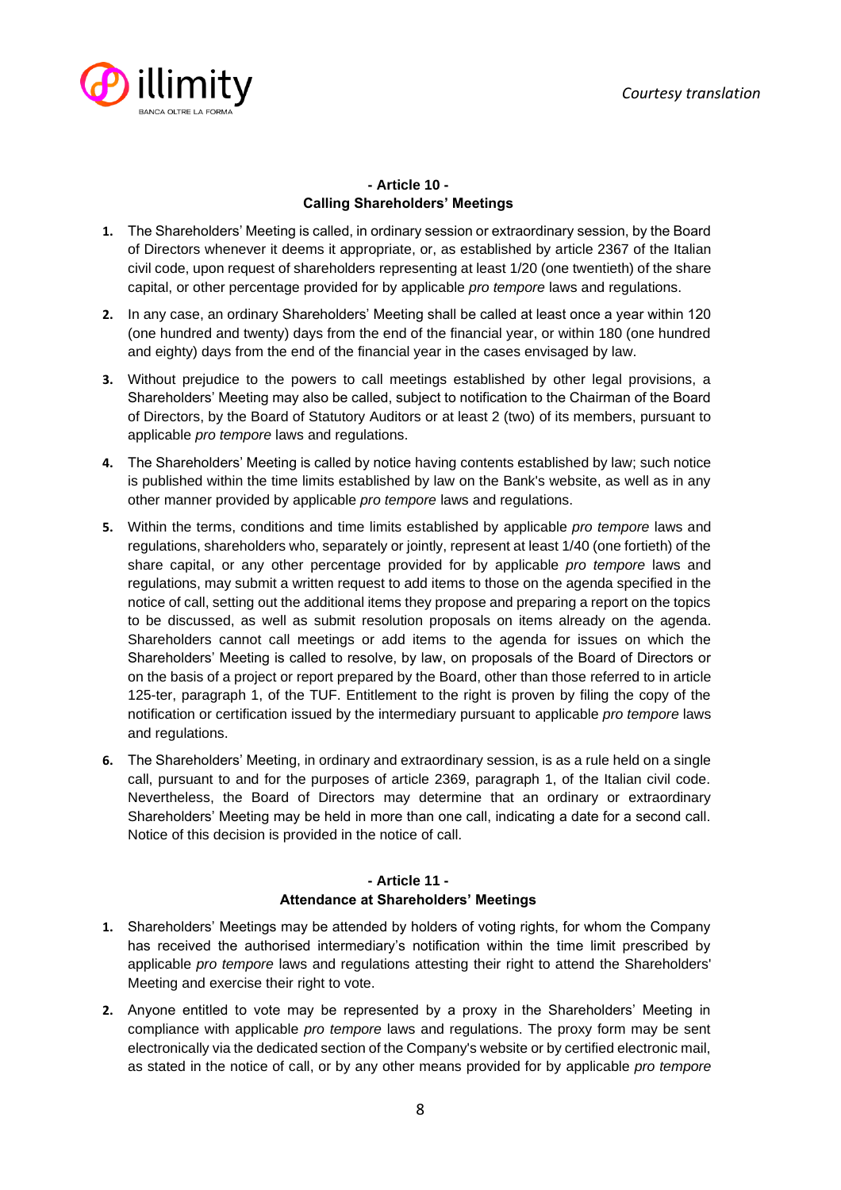## - Article 10 -
## Calling Shareholders' Meetings

1. The Shareholders' Meeting is called, in ordinary session or extraordinary session, by the Board of Directors whenever it deems it appropriate, or, as established by article 2367 of the Italian civil code, upon request of shareholders representing at least 1/20 (one twentieth) of the share capital, or other percentage provided for by applicable *pro tempore* laws and regulations.
2. In any case, an ordinary Shareholders' Meeting shall be called at least once a year within 120 (one hundred and twenty) days from the end of the financial year, or within 180 (one hundred and eighty) days from the end of the financial year in the cases envisaged by law.
3. Without prejudice to the powers to call meetings established by other legal provisions, a Shareholders' Meeting may also be called, subject to notification to the Chairman of the Board of Directors, by the Board of Statutory Auditors or at least 2 (two) of its members, pursuant to applicable *pro tempore* laws and regulations.
4. The Shareholders' Meeting is called by notice having contents established by law; such notice is published within the time limits established by law on the Bank's website, as well as in any other manner provided by applicable *pro tempore* laws and regulations.
5. Within the terms, conditions and time limits established by applicable *pro tempore* laws and regulations, shareholders who, separately or jointly, represent at least 1/40 (one fortieth) of the share capital, or any other percentage provided for by applicable *pro tempore* laws and regulations, may submit a written request to add items to those on the agenda specified in the notice of call, setting out the additional items they propose and preparing a report on the topics to be discussed, as well as submit resolution proposals on items already on the agenda. Shareholders cannot call meetings or add items to the agenda for issues on which the Shareholders' Meeting is called to resolve, by law, on proposals of the Board of Directors or on the basis of a project or report prepared by the Board, other than those referred to in article 125-ter, paragraph 1, of the TUF. Entitlement to the right is proven by filing the copy of the notification or certification issued by the intermediary pursuant to applicable *pro tempore* laws and regulations.
6. The Shareholders' Meeting, in ordinary and extraordinary session, is as a rule held on a single call, pursuant to and for the purposes of article 2369, paragraph 1, of the Italian civil code. Nevertheless, the Board of Directors may determine that an ordinary or extraordinary Shareholders' Meeting may be held in more than one call, indicating a date for a second call. Notice of this decision is provided in the notice of call.

## - Article 11 -
## Attendance at Shareholders' Meetings

1. Shareholders' Meetings may be attended by holders of voting rights, for whom the Company has received the authorised intermediary's notification within the time limit prescribed by applicable *pro tempore* laws and regulations attesting their right to attend the Shareholders' Meeting and exercise their right to vote.
2. Anyone entitled to vote may be represented by a proxy in the Shareholders' Meeting in compliance with applicable *pro tempore* laws and regulations. The proxy form may be sent electronically via the dedicated section of the Company's website or by certified electronic mail, as stated in the notice of call, or by any other means provided for by applicable *pro tempore*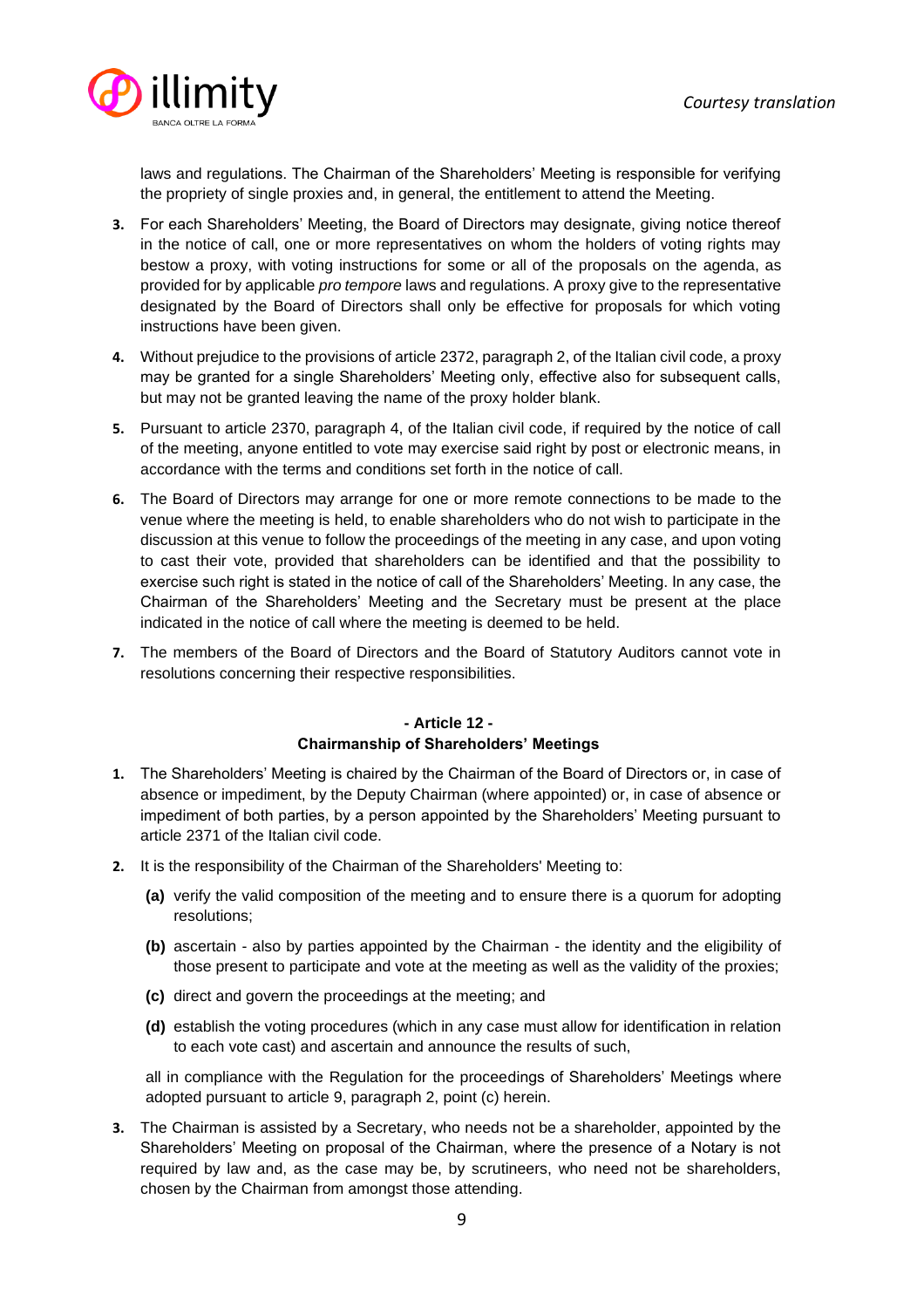laws and regulations. The Chairman of the Shareholders' Meeting is responsible for verifying the propriety of single proxies and, in general, the entitlement to attend the Meeting.

3. For each Shareholders' Meeting, the Board of Directors may designate, giving notice thereof in the notice of call, one or more representatives on whom the holders of voting rights may bestow a proxy, with voting instructions for some or all of the proposals on the agenda, as provided for by applicable *pro tempore* laws and regulations. A proxy give to the representative designated by the Board of Directors shall only be effective for proposals for which voting instructions have been given.

4. Without prejudice to the provisions of article 2372, paragraph 2, of the Italian civil code, a proxy may be granted for a single Shareholders' Meeting only, effective also for subsequent calls, but may not be granted leaving the name of the proxy holder blank.

5. Pursuant to article 2370, paragraph 4, of the Italian civil code, if required by the notice of call of the meeting, anyone entitled to vote may exercise said right by post or electronic means, in accordance with the terms and conditions set forth in the notice of call.

6. The Board of Directors may arrange for one or more remote connections to be made to the venue where the meeting is held, to enable shareholders who do not wish to participate in the discussion at this venue to follow the proceedings of the meeting in any case, and upon voting to cast their vote, provided that shareholders can be identified and that the possibility to exercise such right is stated in the notice of call of the Shareholders' Meeting. In any case, the Chairman of the Shareholders' Meeting and the Secretary must be present at the place indicated in the notice of call where the meeting is deemed to be held.

7. The members of the Board of Directors and the Board of Statutory Auditors cannot vote in resolutions concerning their respective responsibilities.

## - Article 12 -
## Chairmanship of Shareholders' Meetings

1. The Shareholders' Meeting is chaired by the Chairman of the Board of Directors or, in case of absence or impediment, by the Deputy Chairman (where appointed) or, in case of absence or impediment of both parties, by a person appointed by the Shareholders' Meeting pursuant to article 2371 of the Italian civil code.

2. It is the responsibility of the Chairman of the Shareholders' Meeting to:

   **(a)** verify the valid composition of the meeting and to ensure there is a quorum for adopting resolutions;

   **(b)** ascertain - also by parties appointed by the Chairman - the identity and the eligibility of those present to participate and vote at the meeting as well as the validity of the proxies;

   **(c)** direct and govern the proceedings at the meeting; and

   **(d)** establish the voting procedures (which in any case must allow for identification in relation to each vote cast) and ascertain and announce the results of such,

   all in compliance with the Regulation for the proceedings of Shareholders' Meetings where adopted pursuant to article 9, paragraph 2, point (c) herein.

3. The Chairman is assisted by a Secretary, who needs not be a shareholder, appointed by the Shareholders' Meeting on proposal of the Chairman, where the presence of a Notary is not required by law and, as the case may be, by scrutineers, who need not be shareholders, chosen by the Chairman from amongst those attending.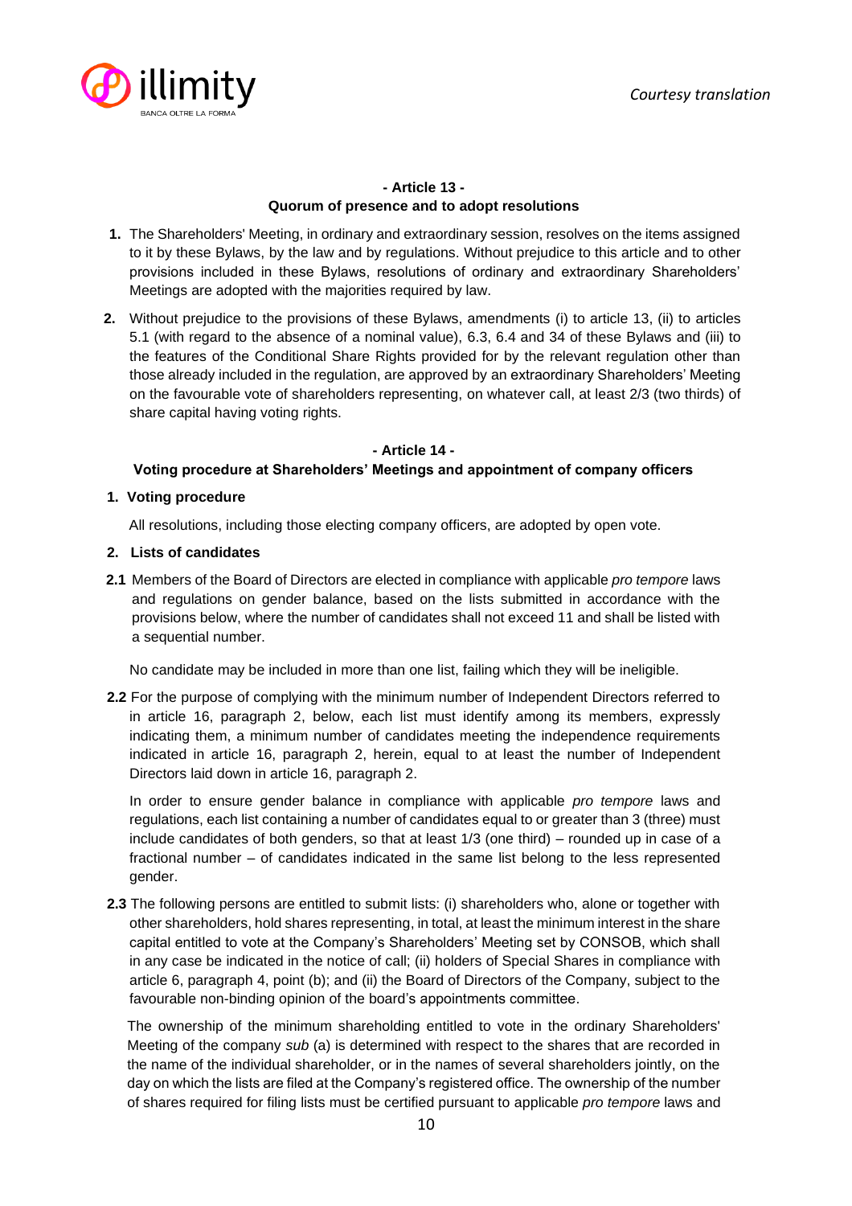## - Article 13 -
## Quorum of presence and to adopt resolutions

1. The Shareholders' Meeting, in ordinary and extraordinary session, resolves on the items assigned to it by these Bylaws, by the law and by regulations. Without prejudice to this article and to other provisions included in these Bylaws, resolutions of ordinary and extraordinary Shareholders' Meetings are adopted with the majorities required by law.

2. Without prejudice to the provisions of these Bylaws, amendments (i) to article 13, (ii) to articles 5.1 (with regard to the absence of a nominal value), 6.3, 6.4 and 34 of these Bylaws and (iii) to the features of the Conditional Share Rights provided for by the relevant regulation other than those already included in the regulation, are approved by an extraordinary Shareholders' Meeting on the favourable vote of shareholders representing, on whatever call, at least 2/3 (two thirds) of share capital having voting rights.

## - Article 14 -
## Voting procedure at Shareholders' Meetings and appointment of company officers

**1. Voting procedure**

All resolutions, including those electing company officers, are adopted by open vote.

**2. Lists of candidates**

**2.1** Members of the Board of Directors are elected in compliance with applicable *pro tempore* laws and regulations on gender balance, based on the lists submitted in accordance with the provisions below, where the number of candidates shall not exceed 11 and shall be listed with a sequential number.

No candidate may be included in more than one list, failing which they will be ineligible.

**2.2** For the purpose of complying with the minimum number of Independent Directors referred to in article 16, paragraph 2, below, each list must identify among its members, expressly indicating them, a minimum number of candidates meeting the independence requirements indicated in article 16, paragraph 2, herein, equal to at least the number of Independent Directors laid down in article 16, paragraph 2.

In order to ensure gender balance in compliance with applicable *pro tempore* laws and regulations, each list containing a number of candidates equal to or greater than 3 (three) must include candidates of both genders, so that at least 1/3 (one third) – rounded up in case of a fractional number – of candidates indicated in the same list belong to the less represented gender.

**2.3** The following persons are entitled to submit lists: (i) shareholders who, alone or together with other shareholders, hold shares representing, in total, at least the minimum interest in the share capital entitled to vote at the Company's Shareholders' Meeting set by CONSOB, which shall in any case be indicated in the notice of call; (ii) holders of Special Shares in compliance with article 6, paragraph 4, point (b); and (ii) the Board of Directors of the Company, subject to the favourable non-binding opinion of the board's appointments committee.

The ownership of the minimum shareholding entitled to vote in the ordinary Shareholders' Meeting of the company *sub* (a) is determined with respect to the shares that are recorded in the name of the individual shareholder, or in the names of several shareholders jointly, on the day on which the lists are filed at the Company's registered office. The ownership of the number of shares required for filing lists must be certified pursuant to applicable *pro tempore* laws and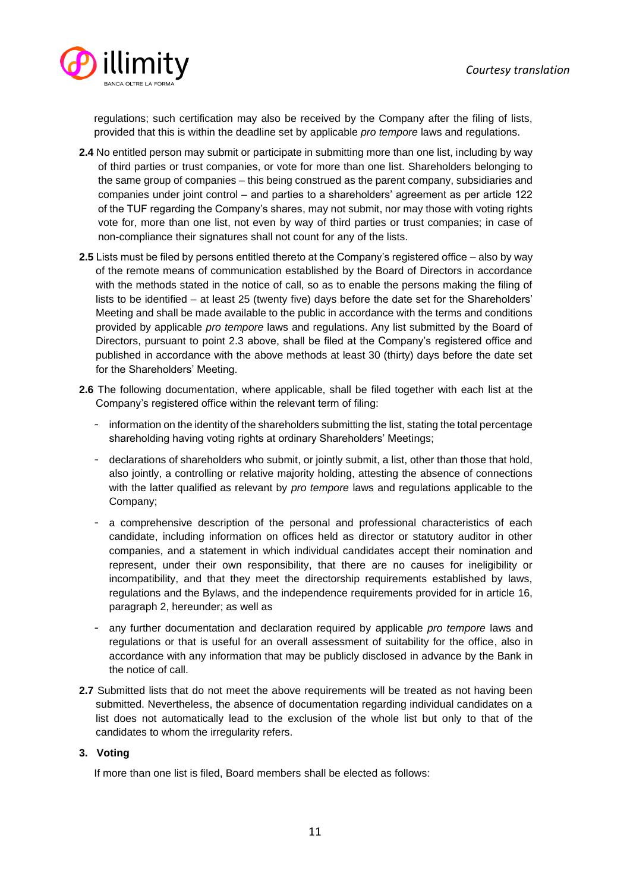regulations; such certification may also be received by the Company after the filing of lists, provided that this is within the deadline set by applicable *pro tempore* laws and regulations.

**2.4** No entitled person may submit or participate in submitting more than one list, including by way of third parties or trust companies, or vote for more than one list. Shareholders belonging to the same group of companies – this being construed as the parent company, subsidiaries and companies under joint control – and parties to a shareholders' agreement as per article 122 of the TUF regarding the Company's shares, may not submit, nor may those with voting rights vote for, more than one list, not even by way of third parties or trust companies; in case of non-compliance their signatures shall not count for any of the lists.

**2.5** Lists must be filed by persons entitled thereto at the Company's registered office – also by way of the remote means of communication established by the Board of Directors in accordance with the methods stated in the notice of call, so as to enable the persons making the filing of lists to be identified – at least 25 (twenty five) days before the date set for the Shareholders' Meeting and shall be made available to the public in accordance with the terms and conditions provided by applicable *pro tempore* laws and regulations. Any list submitted by the Board of Directors, pursuant to point 2.3 above, shall be filed at the Company's registered office and published in accordance with the above methods at least 30 (thirty) days before the date set for the Shareholders' Meeting.

**2.6** The following documentation, where applicable, shall be filed together with each list at the Company's registered office within the relevant term of filing:

- information on the identity of the shareholders submitting the list, stating the total percentage shareholding having voting rights at ordinary Shareholders' Meetings;
- declarations of shareholders who submit, or jointly submit, a list, other than those that hold, also jointly, a controlling or relative majority holding, attesting the absence of connections with the latter qualified as relevant by *pro tempore* laws and regulations applicable to the Company;
- a comprehensive description of the personal and professional characteristics of each candidate, including information on offices held as director or statutory auditor in other companies, and a statement in which individual candidates accept their nomination and represent, under their own responsibility, that there are no causes for ineligibility or incompatibility, and that they meet the directorship requirements established by laws, regulations and the Bylaws, and the independence requirements provided for in article 16, paragraph 2, hereunder; as well as
- any further documentation and declaration required by applicable *pro tempore* laws and regulations or that is useful for an overall assessment of suitability for the office, also in accordance with any information that may be publicly disclosed in advance by the Bank in the notice of call.

**2.7** Submitted lists that do not meet the above requirements will be treated as not having been submitted. Nevertheless, the absence of documentation regarding individual candidates on a list does not automatically lead to the exclusion of the whole list but only to that of the candidates to whom the irregularity refers.

### 3. Voting

If more than one list is filed, Board members shall be elected as follows: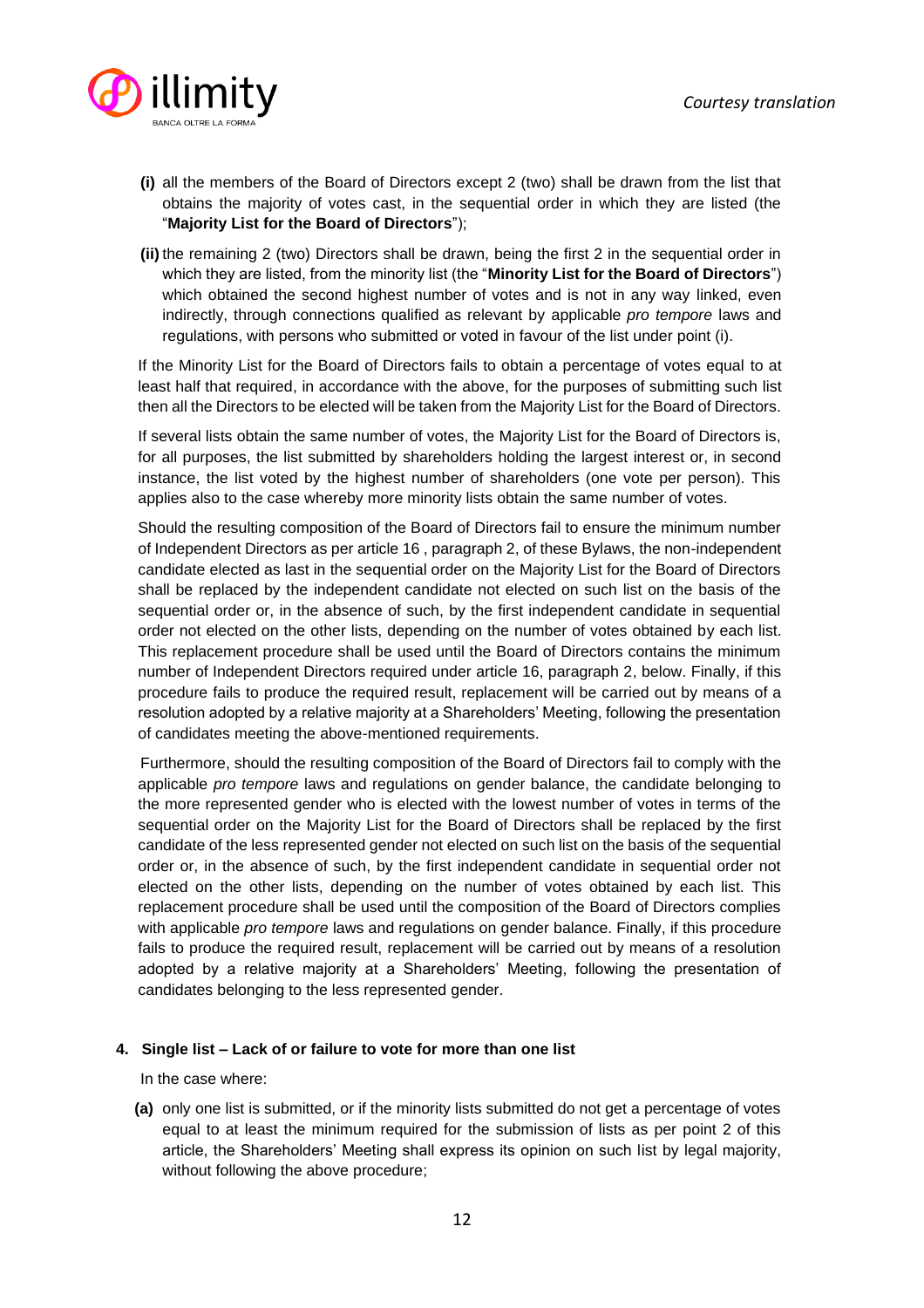**(i)** all the members of the Board of Directors except 2 (two) shall be drawn from the list that obtains the majority of votes cast, in the sequential order in which they are listed (the "**Majority List for the Board of Directors**");

**(ii)** the remaining 2 (two) Directors shall be drawn, being the first 2 in the sequential order in which they are listed, from the minority list (the "**Minority List for the Board of Directors**") which obtained the second highest number of votes and is not in any way linked, even indirectly, through connections qualified as relevant by applicable *pro tempore* laws and regulations, with persons who submitted or voted in favour of the list under point (i).

If the Minority List for the Board of Directors fails to obtain a percentage of votes equal to at least half that required, in accordance with the above, for the purposes of submitting such list then all the Directors to be elected will be taken from the Majority List for the Board of Directors.

If several lists obtain the same number of votes, the Majority List for the Board of Directors is, for all purposes, the list submitted by shareholders holding the largest interest or, in second instance, the list voted by the highest number of shareholders (one vote per person). This applies also to the case whereby more minority lists obtain the same number of votes.

Should the resulting composition of the Board of Directors fail to ensure the minimum number of Independent Directors as per article 16 , paragraph 2, of these Bylaws, the non-independent candidate elected as last in the sequential order on the Majority List for the Board of Directors shall be replaced by the independent candidate not elected on such list on the basis of the sequential order or, in the absence of such, by the first independent candidate in sequential order not elected on the other lists, depending on the number of votes obtained by each list. This replacement procedure shall be used until the Board of Directors contains the minimum number of Independent Directors required under article 16, paragraph 2, below. Finally, if this procedure fails to produce the required result, replacement will be carried out by means of a resolution adopted by a relative majority at a Shareholders' Meeting, following the presentation of candidates meeting the above-mentioned requirements.

Furthermore, should the resulting composition of the Board of Directors fail to comply with the applicable *pro tempore* laws and regulations on gender balance, the candidate belonging to the more represented gender who is elected with the lowest number of votes in terms of the sequential order on the Majority List for the Board of Directors shall be replaced by the first candidate of the less represented gender not elected on such list on the basis of the sequential order or, in the absence of such, by the first independent candidate in sequential order not elected on the other lists, depending on the number of votes obtained by each list. This replacement procedure shall be used until the composition of the Board of Directors complies with applicable *pro tempore* laws and regulations on gender balance. Finally, if this procedure fails to produce the required result, replacement will be carried out by means of a resolution adopted by a relative majority at a Shareholders' Meeting, following the presentation of candidates belonging to the less represented gender.

**4. Single list – Lack of or failure to vote for more than one list**

In the case where:

**(a)** only one list is submitted, or if the minority lists submitted do not get a percentage of votes equal to at least the minimum required for the submission of lists as per point 2 of this article, the Shareholders' Meeting shall express its opinion on such list by legal majority, without following the above procedure;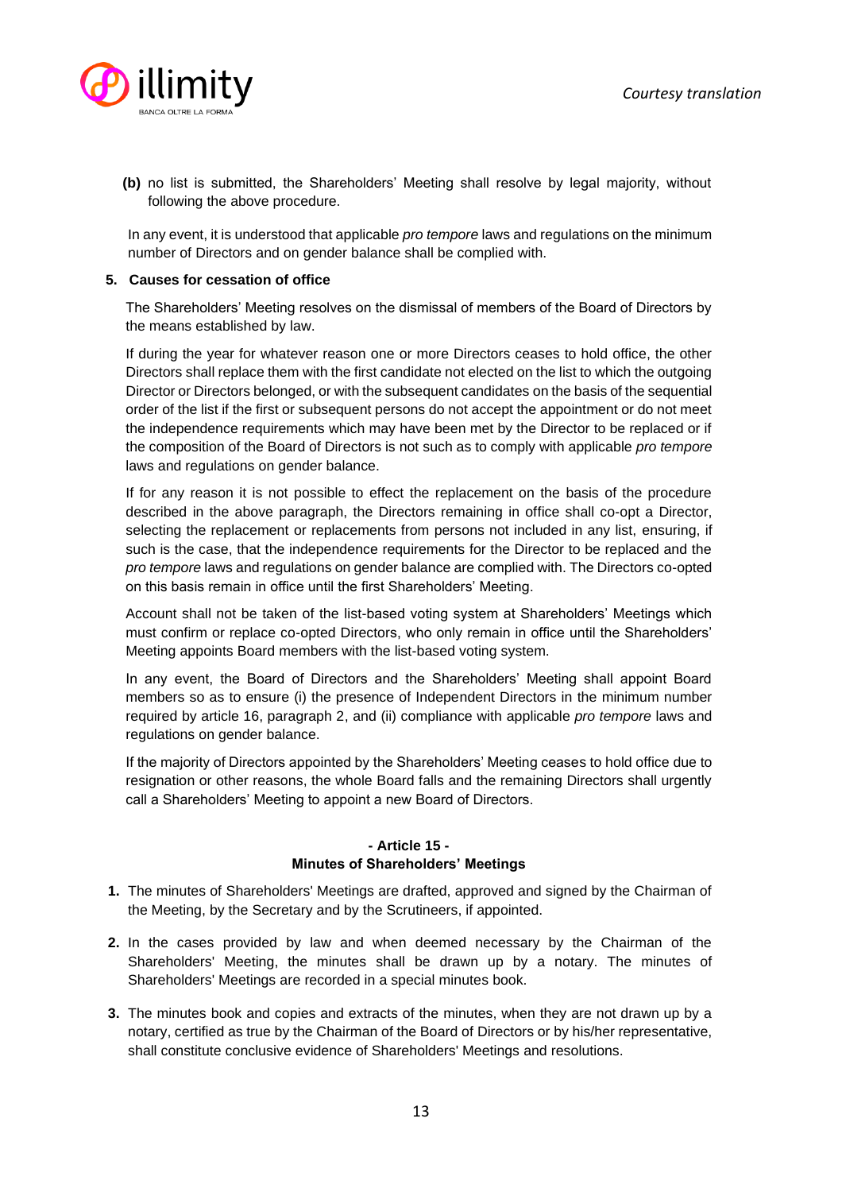**(b)** no list is submitted, the Shareholders' Meeting shall resolve by legal majority, without following the above procedure.

In any event, it is understood that applicable *pro tempore* laws and regulations on the minimum number of Directors and on gender balance shall be complied with.

**5. Causes for cessation of office**

The Shareholders' Meeting resolves on the dismissal of members of the Board of Directors by the means established by law.

If during the year for whatever reason one or more Directors ceases to hold office, the other Directors shall replace them with the first candidate not elected on the list to which the outgoing Director or Directors belonged, or with the subsequent candidates on the basis of the sequential order of the list if the first or subsequent persons do not accept the appointment or do not meet the independence requirements which may have been met by the Director to be replaced or if the composition of the Board of Directors is not such as to comply with applicable *pro tempore* laws and regulations on gender balance.

If for any reason it is not possible to effect the replacement on the basis of the procedure described in the above paragraph, the Directors remaining in office shall co-opt a Director, selecting the replacement or replacements from persons not included in any list, ensuring, if such is the case, that the independence requirements for the Director to be replaced and the *pro tempore* laws and regulations on gender balance are complied with. The Directors co-opted on this basis remain in office until the first Shareholders' Meeting.

Account shall not be taken of the list-based voting system at Shareholders' Meetings which must confirm or replace co-opted Directors, who only remain in office until the Shareholders' Meeting appoints Board members with the list-based voting system.

In any event, the Board of Directors and the Shareholders' Meeting shall appoint Board members so as to ensure (i) the presence of Independent Directors in the minimum number required by article 16, paragraph 2, and (ii) compliance with applicable *pro tempore* laws and regulations on gender balance.

If the majority of Directors appointed by the Shareholders' Meeting ceases to hold office due to resignation or other reasons, the whole Board falls and the remaining Directors shall urgently call a Shareholders' Meeting to appoint a new Board of Directors.

## - Article 15 -
## Minutes of Shareholders' Meetings

1. The minutes of Shareholders' Meetings are drafted, approved and signed by the Chairman of the Meeting, by the Secretary and by the Scrutineers, if appointed.

2. In the cases provided by law and when deemed necessary by the Chairman of the Shareholders' Meeting, the minutes shall be drawn up by a notary. The minutes of Shareholders' Meetings are recorded in a special minutes book.

3. The minutes book and copies and extracts of the minutes, when they are not drawn up by a notary, certified as true by the Chairman of the Board of Directors or by his/her representative, shall constitute conclusive evidence of Shareholders' Meetings and resolutions.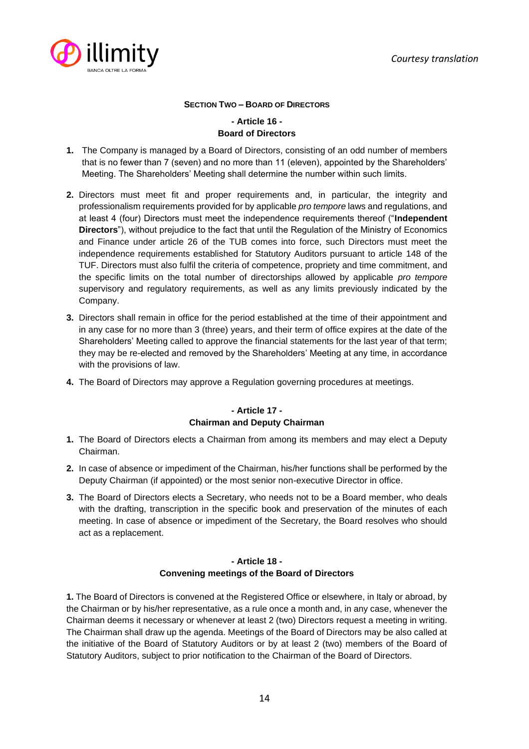**SECTION TWO – BOARD OF DIRECTORS**

**- Article 16 -**
**Board of Directors**

1. The Company is managed by a Board of Directors, consisting of an odd number of members that is no fewer than 7 (seven) and no more than 11 (eleven), appointed by the Shareholders' Meeting. The Shareholders' Meeting shall determine the number within such limits.
2. Directors must meet fit and proper requirements and, in particular, the integrity and professionalism requirements provided for by applicable *pro tempore* laws and regulations, and at least 4 (four) Directors must meet the independence requirements thereof ("**Independent Directors**"), without prejudice to the fact that until the Regulation of the Ministry of Economics and Finance under article 26 of the TUB comes into force, such Directors must meet the independence requirements established for Statutory Auditors pursuant to article 148 of the TUF. Directors must also fulfil the criteria of competence, propriety and time commitment, and the specific limits on the total number of directorships allowed by applicable *pro tempore* supervisory and regulatory requirements, as well as any limits previously indicated by the Company.
3. Directors shall remain in office for the period established at the time of their appointment and in any case for no more than 3 (three) years, and their term of office expires at the date of the Shareholders' Meeting called to approve the financial statements for the last year of that term; they may be re-elected and removed by the Shareholders' Meeting at any time, in accordance with the provisions of law.
4. The Board of Directors may approve a Regulation governing procedures at meetings.

**- Article 17 -**
**Chairman and Deputy Chairman**

1. The Board of Directors elects a Chairman from among its members and may elect a Deputy Chairman.
2. In case of absence or impediment of the Chairman, his/her functions shall be performed by the Deputy Chairman (if appointed) or the most senior non-executive Director in office.
3. The Board of Directors elects a Secretary, who needs not to be a Board member, who deals with the drafting, transcription in the specific book and preservation of the minutes of each meeting. In case of absence or impediment of the Secretary, the Board resolves who should act as a replacement.

**- Article 18 -**
**Convening meetings of the Board of Directors**

**1.** The Board of Directors is convened at the Registered Office or elsewhere, in Italy or abroad, by the Chairman or by his/her representative, as a rule once a month and, in any case, whenever the Chairman deems it necessary or whenever at least 2 (two) Directors request a meeting in writing. The Chairman shall draw up the agenda. Meetings of the Board of Directors may be also called at the initiative of the Board of Statutory Auditors or by at least 2 (two) members of the Board of Statutory Auditors, subject to prior notification to the Chairman of the Board of Directors.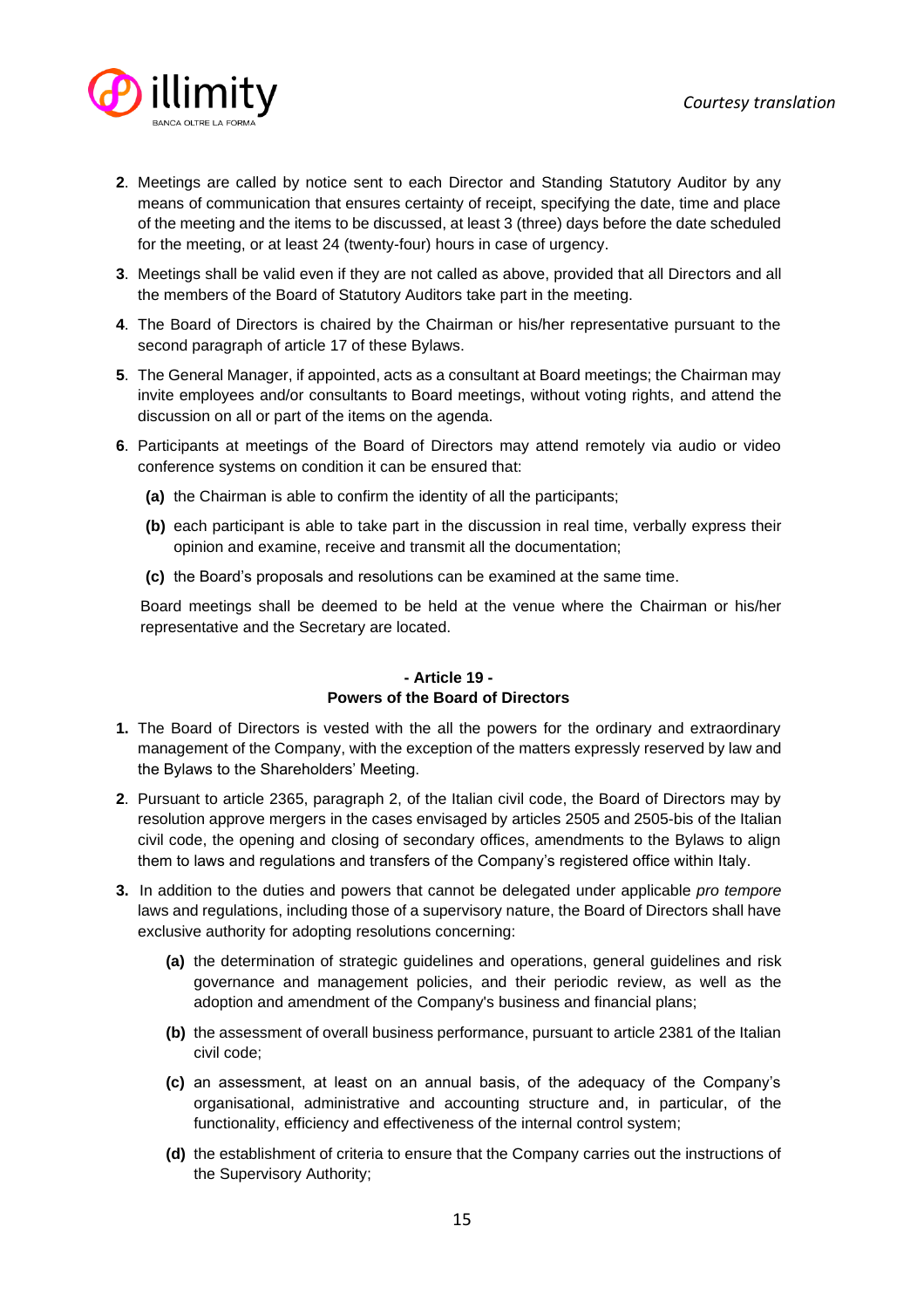**2**. Meetings are called by notice sent to each Director and Standing Statutory Auditor by any means of communication that ensures certainty of receipt, specifying the date, time and place of the meeting and the items to be discussed, at least 3 (three) days before the date scheduled for the meeting, or at least 24 (twenty-four) hours in case of urgency.

**3**. Meetings shall be valid even if they are not called as above, provided that all Directors and all the members of the Board of Statutory Auditors take part in the meeting.

**4**. The Board of Directors is chaired by the Chairman or his/her representative pursuant to the second paragraph of article 17 of these Bylaws.

**5**. The General Manager, if appointed, acts as a consultant at Board meetings; the Chairman may invite employees and/or consultants to Board meetings, without voting rights, and attend the discussion on all or part of the items on the agenda.

**6**. Participants at meetings of the Board of Directors may attend remotely via audio or video conference systems on condition it can be ensured that:

**(a)** the Chairman is able to confirm the identity of all the participants;

**(b)** each participant is able to take part in the discussion in real time, verbally express their opinion and examine, receive and transmit all the documentation;

**(c)** the Board's proposals and resolutions can be examined at the same time.

Board meetings shall be deemed to be held at the venue where the Chairman or his/her representative and the Secretary are located.

### - Article 19 -
### Powers of the Board of Directors

**1.** The Board of Directors is vested with the all the powers for the ordinary and extraordinary management of the Company, with the exception of the matters expressly reserved by law and the Bylaws to the Shareholders' Meeting.

**2**. Pursuant to article 2365, paragraph 2, of the Italian civil code, the Board of Directors may by resolution approve mergers in the cases envisaged by articles 2505 and 2505-bis of the Italian civil code, the opening and closing of secondary offices, amendments to the Bylaws to align them to laws and regulations and transfers of the Company's registered office within Italy.

**3.** In addition to the duties and powers that cannot be delegated under applicable *pro tempore* laws and regulations, including those of a supervisory nature, the Board of Directors shall have exclusive authority for adopting resolutions concerning:

**(a)** the determination of strategic guidelines and operations, general guidelines and risk governance and management policies, and their periodic review, as well as the adoption and amendment of the Company's business and financial plans;

**(b)** the assessment of overall business performance, pursuant to article 2381 of the Italian civil code;

**(c)** an assessment, at least on an annual basis, of the adequacy of the Company's organisational, administrative and accounting structure and, in particular, of the functionality, efficiency and effectiveness of the internal control system;

**(d)** the establishment of criteria to ensure that the Company carries out the instructions of the Supervisory Authority;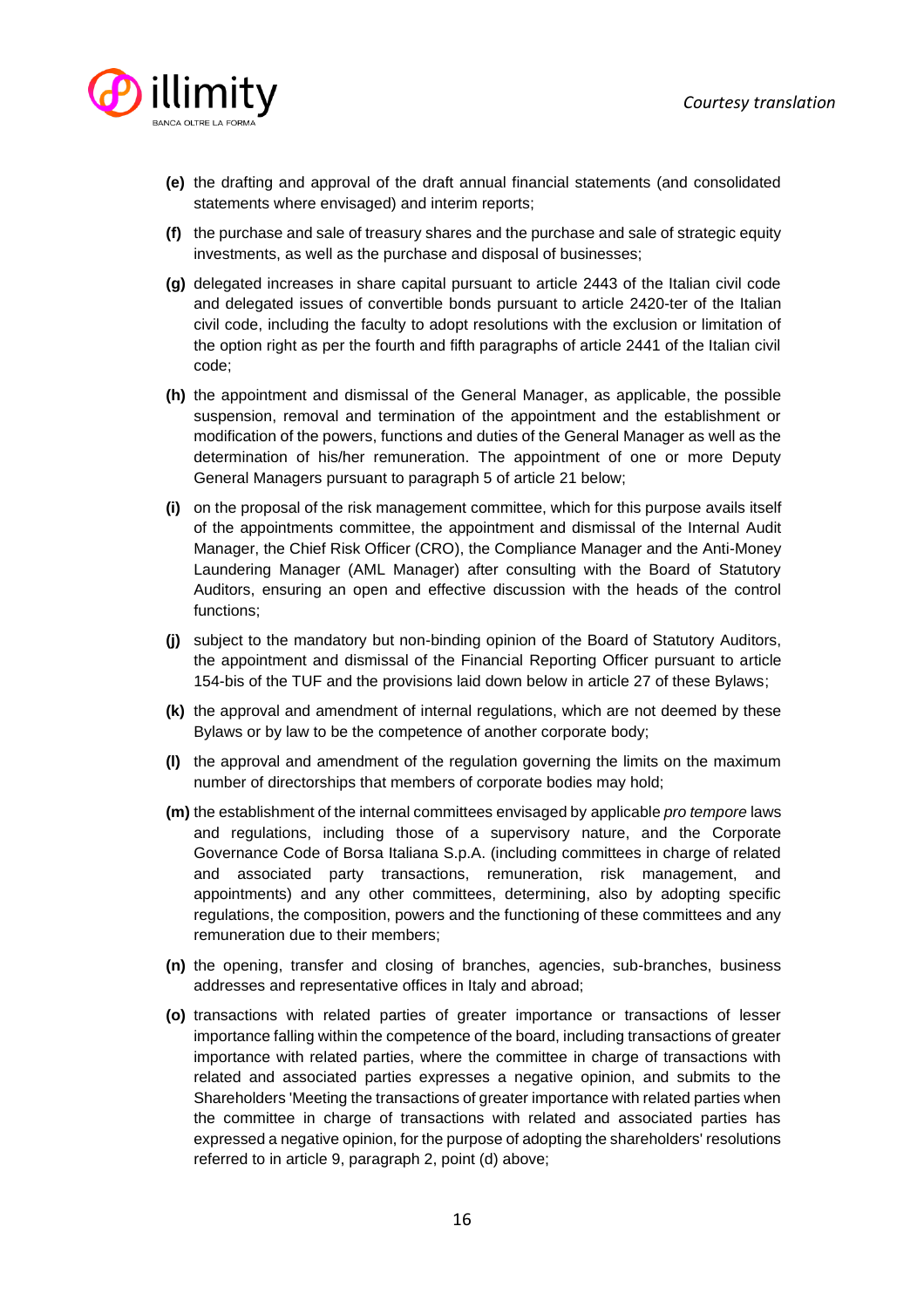**(e)** the drafting and approval of the draft annual financial statements (and consolidated statements where envisaged) and interim reports;

**(f)** the purchase and sale of treasury shares and the purchase and sale of strategic equity investments, as well as the purchase and disposal of businesses;

**(g)** delegated increases in share capital pursuant to article 2443 of the Italian civil code and delegated issues of convertible bonds pursuant to article 2420-ter of the Italian civil code, including the faculty to adopt resolutions with the exclusion or limitation of the option right as per the fourth and fifth paragraphs of article 2441 of the Italian civil code;

**(h)** the appointment and dismissal of the General Manager, as applicable, the possible suspension, removal and termination of the appointment and the establishment or modification of the powers, functions and duties of the General Manager as well as the determination of his/her remuneration. The appointment of one or more Deputy General Managers pursuant to paragraph 5 of article 21 below;

**(i)** on the proposal of the risk management committee, which for this purpose avails itself of the appointments committee, the appointment and dismissal of the Internal Audit Manager, the Chief Risk Officer (CRO), the Compliance Manager and the Anti-Money Laundering Manager (AML Manager) after consulting with the Board of Statutory Auditors, ensuring an open and effective discussion with the heads of the control functions;

**(j)** subject to the mandatory but non-binding opinion of the Board of Statutory Auditors, the appointment and dismissal of the Financial Reporting Officer pursuant to article 154-bis of the TUF and the provisions laid down below in article 27 of these Bylaws;

**(k)** the approval and amendment of internal regulations, which are not deemed by these Bylaws or by law to be the competence of another corporate body;

**(l)** the approval and amendment of the regulation governing the limits on the maximum number of directorships that members of corporate bodies may hold;

**(m)** the establishment of the internal committees envisaged by applicable *pro tempore* laws and regulations, including those of a supervisory nature, and the Corporate Governance Code of Borsa Italiana S.p.A. (including committees in charge of related and associated party transactions, remuneration, risk management, and appointments) and any other committees, determining, also by adopting specific regulations, the composition, powers and the functioning of these committees and any remuneration due to their members;

**(n)** the opening, transfer and closing of branches, agencies, sub-branches, business addresses and representative offices in Italy and abroad;

**(o)** transactions with related parties of greater importance or transactions of lesser importance falling within the competence of the board, including transactions of greater importance with related parties, where the committee in charge of transactions with related and associated parties expresses a negative opinion, and submits to the Shareholders 'Meeting the transactions of greater importance with related parties when the committee in charge of transactions with related and associated parties has expressed a negative opinion, for the purpose of adopting the shareholders' resolutions referred to in article 9, paragraph 2, point (d) above;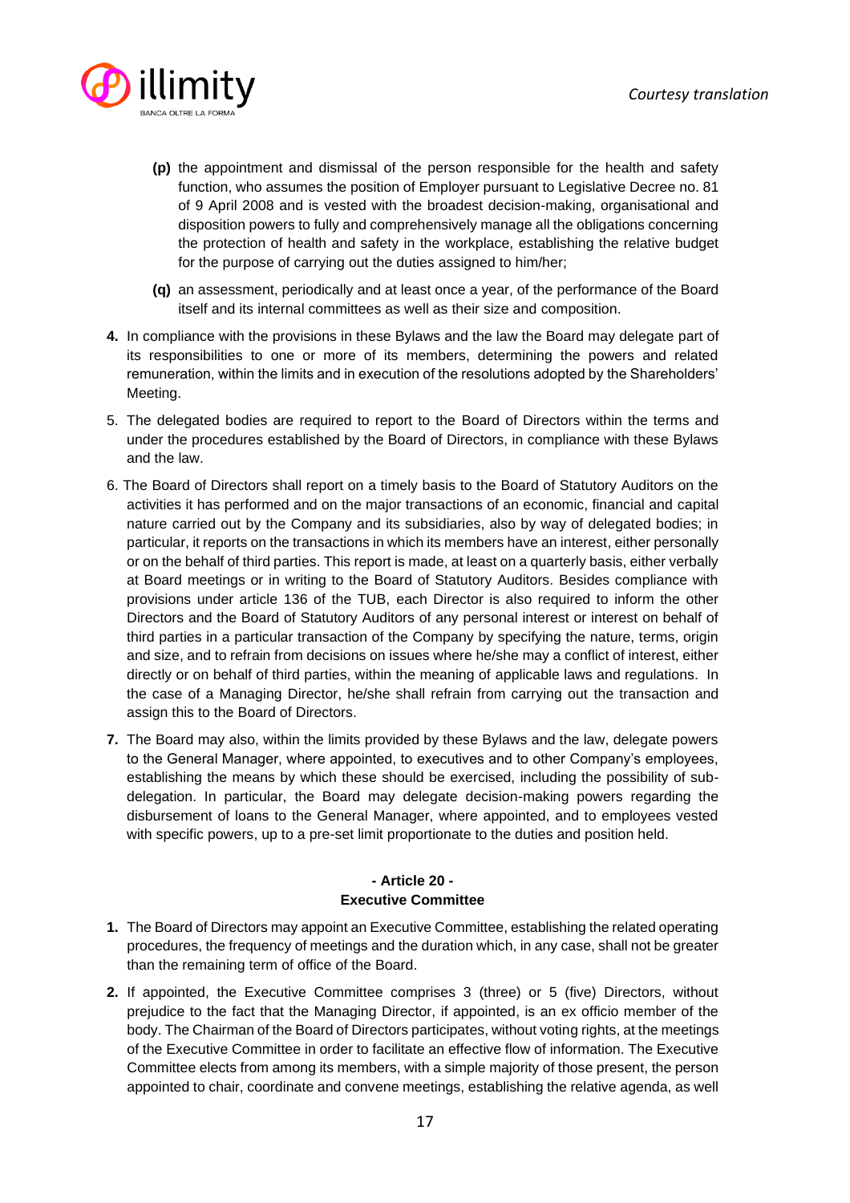**(p)** the appointment and dismissal of the person responsible for the health and safety function, who assumes the position of Employer pursuant to Legislative Decree no. 81 of 9 April 2008 and is vested with the broadest decision-making, organisational and disposition powers to fully and comprehensively manage all the obligations concerning the protection of health and safety in the workplace, establishing the relative budget for the purpose of carrying out the duties assigned to him/her;

**(q)** an assessment, periodically and at least once a year, of the performance of the Board itself and its internal committees as well as their size and composition.

**4.** In compliance with the provisions in these Bylaws and the law the Board may delegate part of its responsibilities to one or more of its members, determining the powers and related remuneration, within the limits and in execution of the resolutions adopted by the Shareholders' Meeting.

5. The delegated bodies are required to report to the Board of Directors within the terms and under the procedures established by the Board of Directors, in compliance with these Bylaws and the law.

6. The Board of Directors shall report on a timely basis to the Board of Statutory Auditors on the activities it has performed and on the major transactions of an economic, financial and capital nature carried out by the Company and its subsidiaries, also by way of delegated bodies; in particular, it reports on the transactions in which its members have an interest, either personally or on the behalf of third parties. This report is made, at least on a quarterly basis, either verbally at Board meetings or in writing to the Board of Statutory Auditors. Besides compliance with provisions under article 136 of the TUB, each Director is also required to inform the other Directors and the Board of Statutory Auditors of any personal interest or interest on behalf of third parties in a particular transaction of the Company by specifying the nature, terms, origin and size, and to refrain from decisions on issues where he/she may a conflict of interest, either directly or on behalf of third parties, within the meaning of applicable laws and regulations. In the case of a Managing Director, he/she shall refrain from carrying out the transaction and assign this to the Board of Directors.

**7.** The Board may also, within the limits provided by these Bylaws and the law, delegate powers to the General Manager, where appointed, to executives and to other Company's employees, establishing the means by which these should be exercised, including the possibility of sub-delegation. In particular, the Board may delegate decision-making powers regarding the disbursement of loans to the General Manager, where appointed, and to employees vested with specific powers, up to a pre-set limit proportionate to the duties and position held.

## - Article 20 -
## Executive Committee

**1.** The Board of Directors may appoint an Executive Committee, establishing the related operating procedures, the frequency of meetings and the duration which, in any case, shall not be greater than the remaining term of office of the Board.

**2.** If appointed, the Executive Committee comprises 3 (three) or 5 (five) Directors, without prejudice to the fact that the Managing Director, if appointed, is an ex officio member of the body. The Chairman of the Board of Directors participates, without voting rights, at the meetings of the Executive Committee in order to facilitate an effective flow of information. The Executive Committee elects from among its members, with a simple majority of those present, the person appointed to chair, coordinate and convene meetings, establishing the relative agenda, as well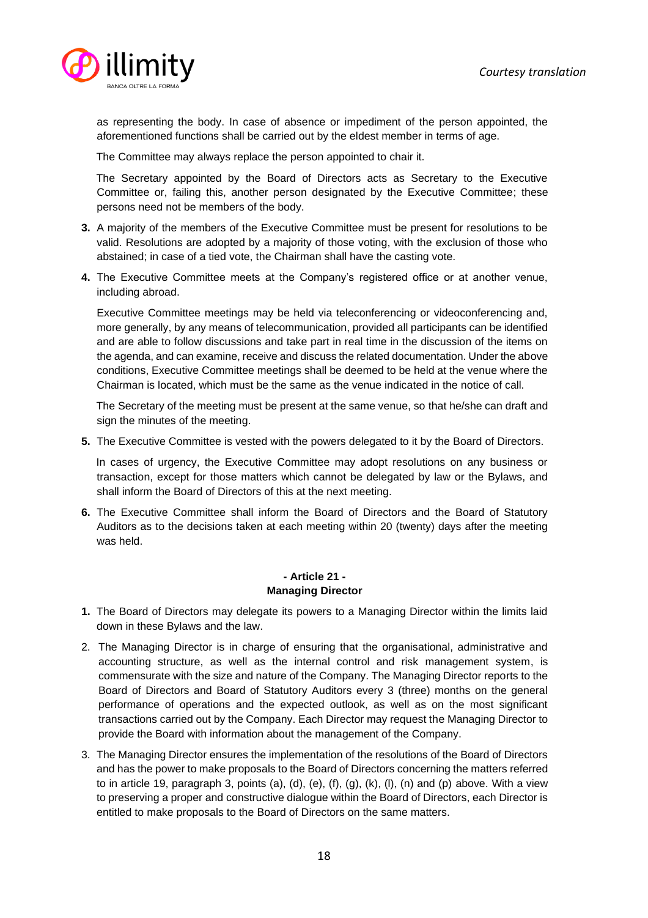as representing the body. In case of absence or impediment of the person appointed, the aforementioned functions shall be carried out by the eldest member in terms of age.

The Committee may always replace the person appointed to chair it.

The Secretary appointed by the Board of Directors acts as Secretary to the Executive Committee or, failing this, another person designated by the Executive Committee; these persons need not be members of the body.

**3.** A majority of the members of the Executive Committee must be present for resolutions to be valid. Resolutions are adopted by a majority of those voting, with the exclusion of those who abstained; in case of a tied vote, the Chairman shall have the casting vote.

**4.** The Executive Committee meets at the Company's registered office or at another venue, including abroad.

Executive Committee meetings may be held via teleconferencing or videoconferencing and, more generally, by any means of telecommunication, provided all participants can be identified and are able to follow discussions and take part in real time in the discussion of the items on the agenda, and can examine, receive and discuss the related documentation. Under the above conditions, Executive Committee meetings shall be deemed to be held at the venue where the Chairman is located, which must be the same as the venue indicated in the notice of call.

The Secretary of the meeting must be present at the same venue, so that he/she can draft and sign the minutes of the meeting.

**5.** The Executive Committee is vested with the powers delegated to it by the Board of Directors.

In cases of urgency, the Executive Committee may adopt resolutions on any business or transaction, except for those matters which cannot be delegated by law or the Bylaws, and shall inform the Board of Directors of this at the next meeting.

**6.** The Executive Committee shall inform the Board of Directors and the Board of Statutory Auditors as to the decisions taken at each meeting within 20 (twenty) days after the meeting was held.

**- Article 21 -**
**Managing Director**

**1.** The Board of Directors may delegate its powers to a Managing Director within the limits laid down in these Bylaws and the law.

2. The Managing Director is in charge of ensuring that the organisational, administrative and accounting structure, as well as the internal control and risk management system, is commensurate with the size and nature of the Company. The Managing Director reports to the Board of Directors and Board of Statutory Auditors every 3 (three) months on the general performance of operations and the expected outlook, as well as on the most significant transactions carried out by the Company. Each Director may request the Managing Director to provide the Board with information about the management of the Company.

3. The Managing Director ensures the implementation of the resolutions of the Board of Directors and has the power to make proposals to the Board of Directors concerning the matters referred to in article 19, paragraph 3, points (a), (d), (e), (f), (g), (k), (l), (n) and (p) above. With a view to preserving a proper and constructive dialogue within the Board of Directors, each Director is entitled to make proposals to the Board of Directors on the same matters.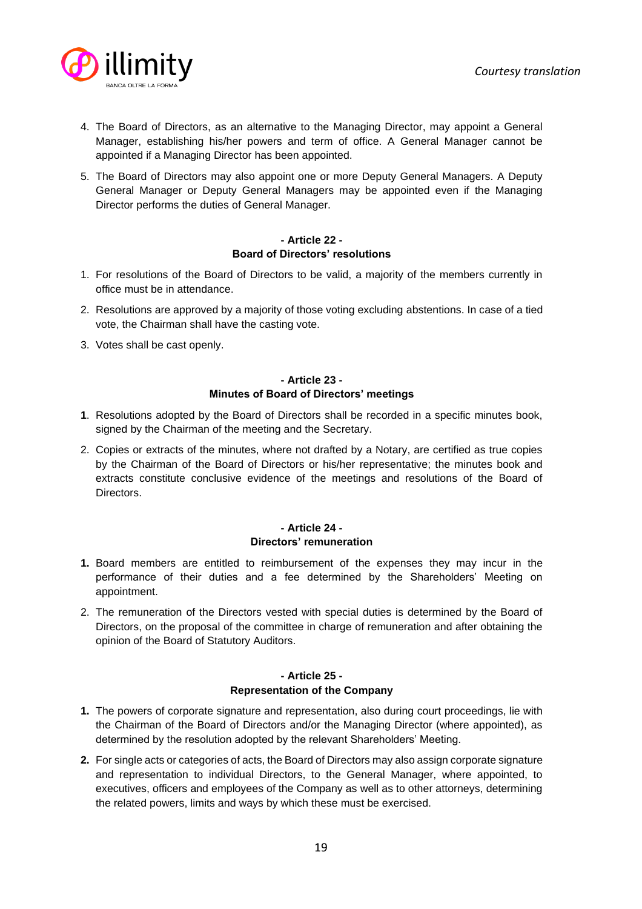4. The Board of Directors, as an alternative to the Managing Director, may appoint a General Manager, establishing his/her powers and term of office. A General Manager cannot be appointed if a Managing Director has been appointed.

5. The Board of Directors may also appoint one or more Deputy General Managers. A Deputy General Manager or Deputy General Managers may be appointed even if the Managing Director performs the duties of General Manager.

**- Article 22 -**
**Board of Directors' resolutions**

1. For resolutions of the Board of Directors to be valid, a majority of the members currently in office must be in attendance.

2. Resolutions are approved by a majority of those voting excluding abstentions. In case of a tied vote, the Chairman shall have the casting vote.

3. Votes shall be cast openly.

**- Article 23 -**
**Minutes of Board of Directors' meetings**

**1**. Resolutions adopted by the Board of Directors shall be recorded in a specific minutes book, signed by the Chairman of the meeting and the Secretary.

2. Copies or extracts of the minutes, where not drafted by a Notary, are certified as true copies by the Chairman of the Board of Directors or his/her representative; the minutes book and extracts constitute conclusive evidence of the meetings and resolutions of the Board of Directors.

**- Article 24 -**
**Directors' remuneration**

**1.** Board members are entitled to reimbursement of the expenses they may incur in the performance of their duties and a fee determined by the Shareholders' Meeting on appointment.

2. The remuneration of the Directors vested with special duties is determined by the Board of Directors, on the proposal of the committee in charge of remuneration and after obtaining the opinion of the Board of Statutory Auditors.

**- Article 25 -**
**Representation of the Company**

**1.** The powers of corporate signature and representation, also during court proceedings, lie with the Chairman of the Board of Directors and/or the Managing Director (where appointed), as determined by the resolution adopted by the relevant Shareholders' Meeting.

**2.** For single acts or categories of acts, the Board of Directors may also assign corporate signature and representation to individual Directors, to the General Manager, where appointed, to executives, officers and employees of the Company as well as to other attorneys, determining the related powers, limits and ways by which these must be exercised.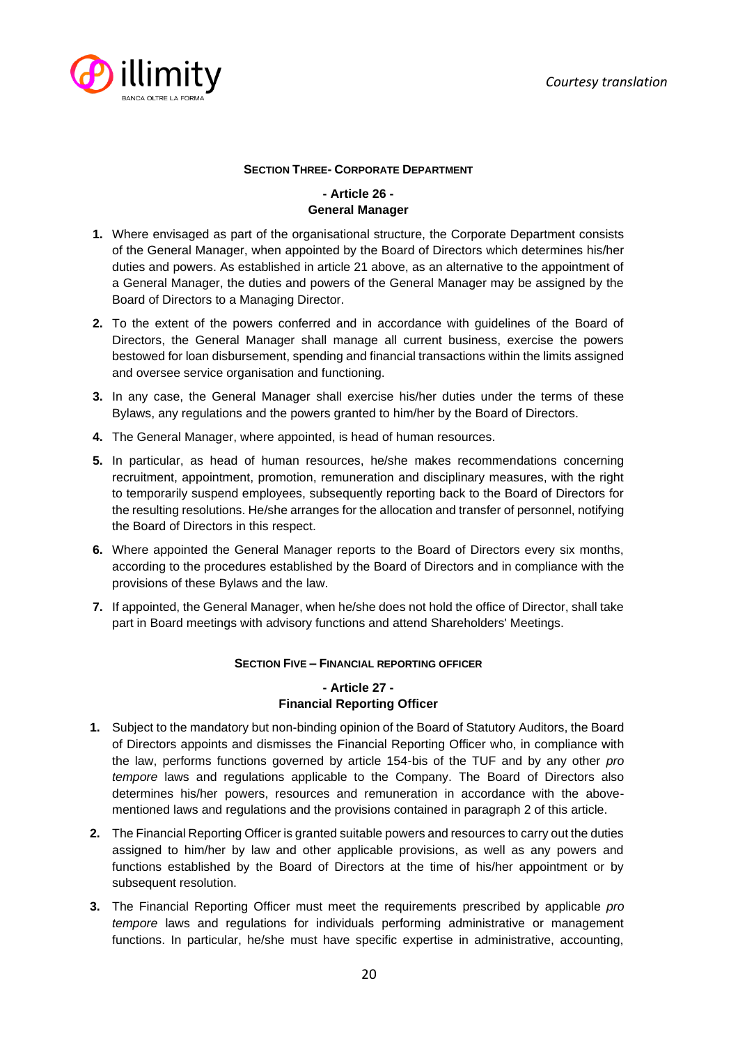### Section Three- Corporate Department

#### - Article 26 -
#### General Manager

1. Where envisaged as part of the organisational structure, the Corporate Department consists of the General Manager, when appointed by the Board of Directors which determines his/her duties and powers. As established in article 21 above, as an alternative to the appointment of a General Manager, the duties and powers of the General Manager may be assigned by the Board of Directors to a Managing Director.
2. To the extent of the powers conferred and in accordance with guidelines of the Board of Directors, the General Manager shall manage all current business, exercise the powers bestowed for loan disbursement, spending and financial transactions within the limits assigned and oversee service organisation and functioning.
3. In any case, the General Manager shall exercise his/her duties under the terms of these Bylaws, any regulations and the powers granted to him/her by the Board of Directors.
4. The General Manager, where appointed, is head of human resources.
5. In particular, as head of human resources, he/she makes recommendations concerning recruitment, appointment, promotion, remuneration and disciplinary measures, with the right to temporarily suspend employees, subsequently reporting back to the Board of Directors for the resulting resolutions. He/she arranges for the allocation and transfer of personnel, notifying the Board of Directors in this respect.
6. Where appointed the General Manager reports to the Board of Directors every six months, according to the procedures established by the Board of Directors and in compliance with the provisions of these Bylaws and the law.
7. If appointed, the General Manager, when he/she does not hold the office of Director, shall take part in Board meetings with advisory functions and attend Shareholders' Meetings.

### Section Five – Financial reporting officer

#### - Article 27 -
#### Financial Reporting Officer

1. Subject to the mandatory but non-binding opinion of the Board of Statutory Auditors, the Board of Directors appoints and dismisses the Financial Reporting Officer who, in compliance with the law, performs functions governed by article 154-bis of the TUF and by any other *pro tempore* laws and regulations applicable to the Company. The Board of Directors also determines his/her powers, resources and remuneration in accordance with the above-mentioned laws and regulations and the provisions contained in paragraph 2 of this article.
2. The Financial Reporting Officer is granted suitable powers and resources to carry out the duties assigned to him/her by law and other applicable provisions, as well as any powers and functions established by the Board of Directors at the time of his/her appointment or by subsequent resolution.
3. The Financial Reporting Officer must meet the requirements prescribed by applicable *pro tempore* laws and regulations for individuals performing administrative or management functions. In particular, he/she must have specific expertise in administrative, accounting,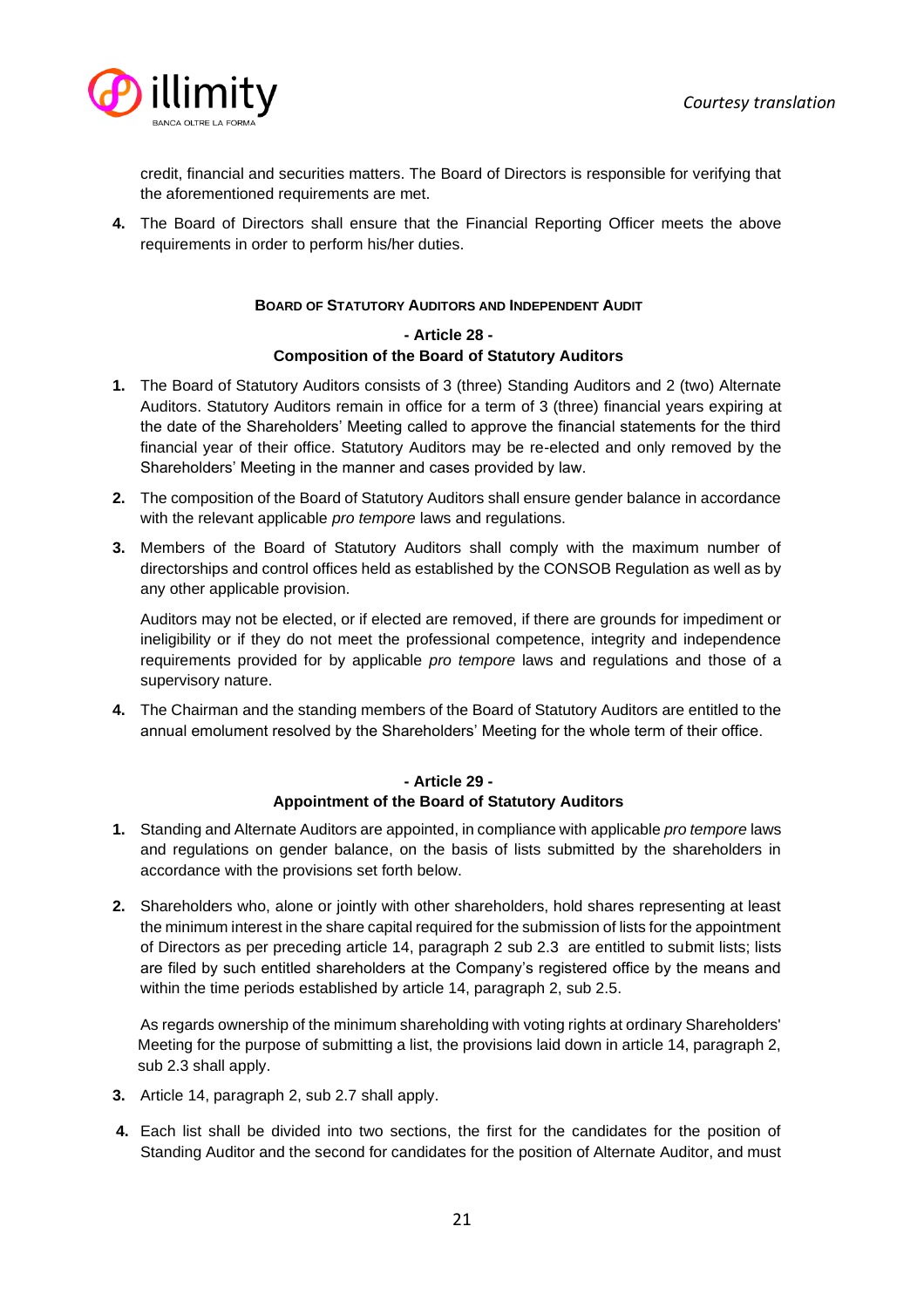credit, financial and securities matters. The Board of Directors is responsible for verifying that the aforementioned requirements are met.

**4.** The Board of Directors shall ensure that the Financial Reporting Officer meets the above requirements in order to perform his/her duties.

## BOARD OF STATUTORY AUDITORS AND INDEPENDENT AUDIT

### - Article 28 -
### Composition of the Board of Statutory Auditors

**1.** The Board of Statutory Auditors consists of 3 (three) Standing Auditors and 2 (two) Alternate Auditors. Statutory Auditors remain in office for a term of 3 (three) financial years expiring at the date of the Shareholders' Meeting called to approve the financial statements for the third financial year of their office. Statutory Auditors may be re-elected and only removed by the Shareholders' Meeting in the manner and cases provided by law.

**2.** The composition of the Board of Statutory Auditors shall ensure gender balance in accordance with the relevant applicable *pro tempore* laws and regulations.

**3.** Members of the Board of Statutory Auditors shall comply with the maximum number of directorships and control offices held as established by the CONSOB Regulation as well as by any other applicable provision.

Auditors may not be elected, or if elected are removed, if there are grounds for impediment or ineligibility or if they do not meet the professional competence, integrity and independence requirements provided for by applicable *pro tempore* laws and regulations and those of a supervisory nature.

**4.** The Chairman and the standing members of the Board of Statutory Auditors are entitled to the annual emolument resolved by the Shareholders' Meeting for the whole term of their office.

### - Article 29 -
### Appointment of the Board of Statutory Auditors

**1.** Standing and Alternate Auditors are appointed, in compliance with applicable *pro tempore* laws and regulations on gender balance, on the basis of lists submitted by the shareholders in accordance with the provisions set forth below.

**2.** Shareholders who, alone or jointly with other shareholders, hold shares representing at least the minimum interest in the share capital required for the submission of lists for the appointment of Directors as per preceding article 14, paragraph 2 sub 2.3 are entitled to submit lists; lists are filed by such entitled shareholders at the Company's registered office by the means and within the time periods established by article 14, paragraph 2, sub 2.5.

As regards ownership of the minimum shareholding with voting rights at ordinary Shareholders' Meeting for the purpose of submitting a list, the provisions laid down in article 14, paragraph 2, sub 2.3 shall apply.

**3.** Article 14, paragraph 2, sub 2.7 shall apply.

**4.** Each list shall be divided into two sections, the first for the candidates for the position of Standing Auditor and the second for candidates for the position of Alternate Auditor, and must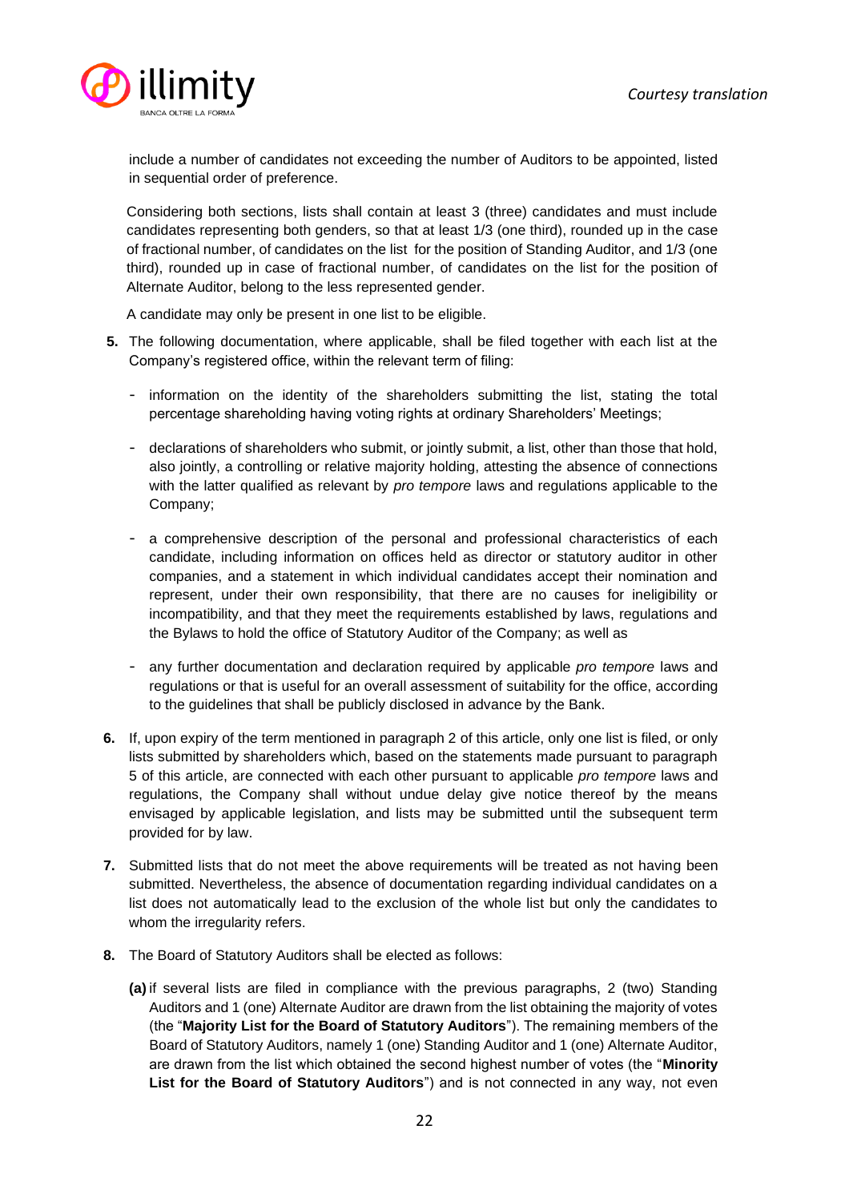include a number of candidates not exceeding the number of Auditors to be appointed, listed in sequential order of preference.

Considering both sections, lists shall contain at least 3 (three) candidates and must include candidates representing both genders, so that at least 1/3 (one third), rounded up in the case of fractional number, of candidates on the list for the position of Standing Auditor, and 1/3 (one third), rounded up in case of fractional number, of candidates on the list for the position of Alternate Auditor, belong to the less represented gender.

A candidate may only be present in one list to be eligible.

**5.** The following documentation, where applicable, shall be filed together with each list at the Company's registered office, within the relevant term of filing:

- information on the identity of the shareholders submitting the list, stating the total percentage shareholding having voting rights at ordinary Shareholders' Meetings;
- declarations of shareholders who submit, or jointly submit, a list, other than those that hold, also jointly, a controlling or relative majority holding, attesting the absence of connections with the latter qualified as relevant by *pro tempore* laws and regulations applicable to the Company;
- a comprehensive description of the personal and professional characteristics of each candidate, including information on offices held as director or statutory auditor in other companies, and a statement in which individual candidates accept their nomination and represent, under their own responsibility, that there are no causes for ineligibility or incompatibility, and that they meet the requirements established by laws, regulations and the Bylaws to hold the office of Statutory Auditor of the Company; as well as
- any further documentation and declaration required by applicable *pro tempore* laws and regulations or that is useful for an overall assessment of suitability for the office, according to the guidelines that shall be publicly disclosed in advance by the Bank.

**6.** If, upon expiry of the term mentioned in paragraph 2 of this article, only one list is filed, or only lists submitted by shareholders which, based on the statements made pursuant to paragraph 5 of this article, are connected with each other pursuant to applicable *pro tempore* laws and regulations, the Company shall without undue delay give notice thereof by the means envisaged by applicable legislation, and lists may be submitted until the subsequent term provided for by law.

**7.** Submitted lists that do not meet the above requirements will be treated as not having been submitted. Nevertheless, the absence of documentation regarding individual candidates on a list does not automatically lead to the exclusion of the whole list but only the candidates to whom the irregularity refers.

**8.** The Board of Statutory Auditors shall be elected as follows:

**(a)** if several lists are filed in compliance with the previous paragraphs, 2 (two) Standing Auditors and 1 (one) Alternate Auditor are drawn from the list obtaining the majority of votes (the "**Majority List for the Board of Statutory Auditors**"). The remaining members of the Board of Statutory Auditors, namely 1 (one) Standing Auditor and 1 (one) Alternate Auditor, are drawn from the list which obtained the second highest number of votes (the "**Minority List for the Board of Statutory Auditors**") and is not connected in any way, not even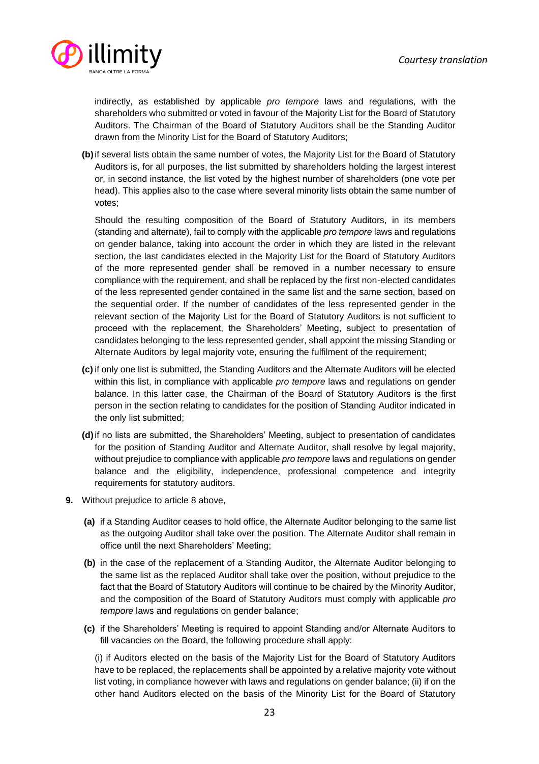indirectly, as established by applicable *pro tempore* laws and regulations, with the shareholders who submitted or voted in favour of the Majority List for the Board of Statutory Auditors. The Chairman of the Board of Statutory Auditors shall be the Standing Auditor drawn from the Minority List for the Board of Statutory Auditors;

**(b)** if several lists obtain the same number of votes, the Majority List for the Board of Statutory Auditors is, for all purposes, the list submitted by shareholders holding the largest interest or, in second instance, the list voted by the highest number of shareholders (one vote per head). This applies also to the case where several minority lists obtain the same number of votes;

Should the resulting composition of the Board of Statutory Auditors, in its members (standing and alternate), fail to comply with the applicable *pro tempore* laws and regulations on gender balance, taking into account the order in which they are listed in the relevant section, the last candidates elected in the Majority List for the Board of Statutory Auditors of the more represented gender shall be removed in a number necessary to ensure compliance with the requirement, and shall be replaced by the first non-elected candidates of the less represented gender contained in the same list and the same section, based on the sequential order. If the number of candidates of the less represented gender in the relevant section of the Majority List for the Board of Statutory Auditors is not sufficient to proceed with the replacement, the Shareholders' Meeting, subject to presentation of candidates belonging to the less represented gender, shall appoint the missing Standing or Alternate Auditors by legal majority vote, ensuring the fulfilment of the requirement;

**(c)** if only one list is submitted, the Standing Auditors and the Alternate Auditors will be elected within this list, in compliance with applicable *pro tempore* laws and regulations on gender balance. In this latter case, the Chairman of the Board of Statutory Auditors is the first person in the section relating to candidates for the position of Standing Auditor indicated in the only list submitted;

**(d)** if no lists are submitted, the Shareholders' Meeting, subject to presentation of candidates for the position of Standing Auditor and Alternate Auditor, shall resolve by legal majority, without prejudice to compliance with applicable *pro tempore* laws and regulations on gender balance and the eligibility, independence, professional competence and integrity requirements for statutory auditors.

**9.** Without prejudice to article 8 above,

**(a)** if a Standing Auditor ceases to hold office, the Alternate Auditor belonging to the same list as the outgoing Auditor shall take over the position. The Alternate Auditor shall remain in office until the next Shareholders' Meeting;

**(b)** in the case of the replacement of a Standing Auditor, the Alternate Auditor belonging to the same list as the replaced Auditor shall take over the position, without prejudice to the fact that the Board of Statutory Auditors will continue to be chaired by the Minority Auditor, and the composition of the Board of Statutory Auditors must comply with applicable *pro tempore* laws and regulations on gender balance;

**(c)** if the Shareholders' Meeting is required to appoint Standing and/or Alternate Auditors to fill vacancies on the Board, the following procedure shall apply:

(i) if Auditors elected on the basis of the Majority List for the Board of Statutory Auditors have to be replaced, the replacements shall be appointed by a relative majority vote without list voting, in compliance however with laws and regulations on gender balance; (ii) if on the other hand Auditors elected on the basis of the Minority List for the Board of Statutory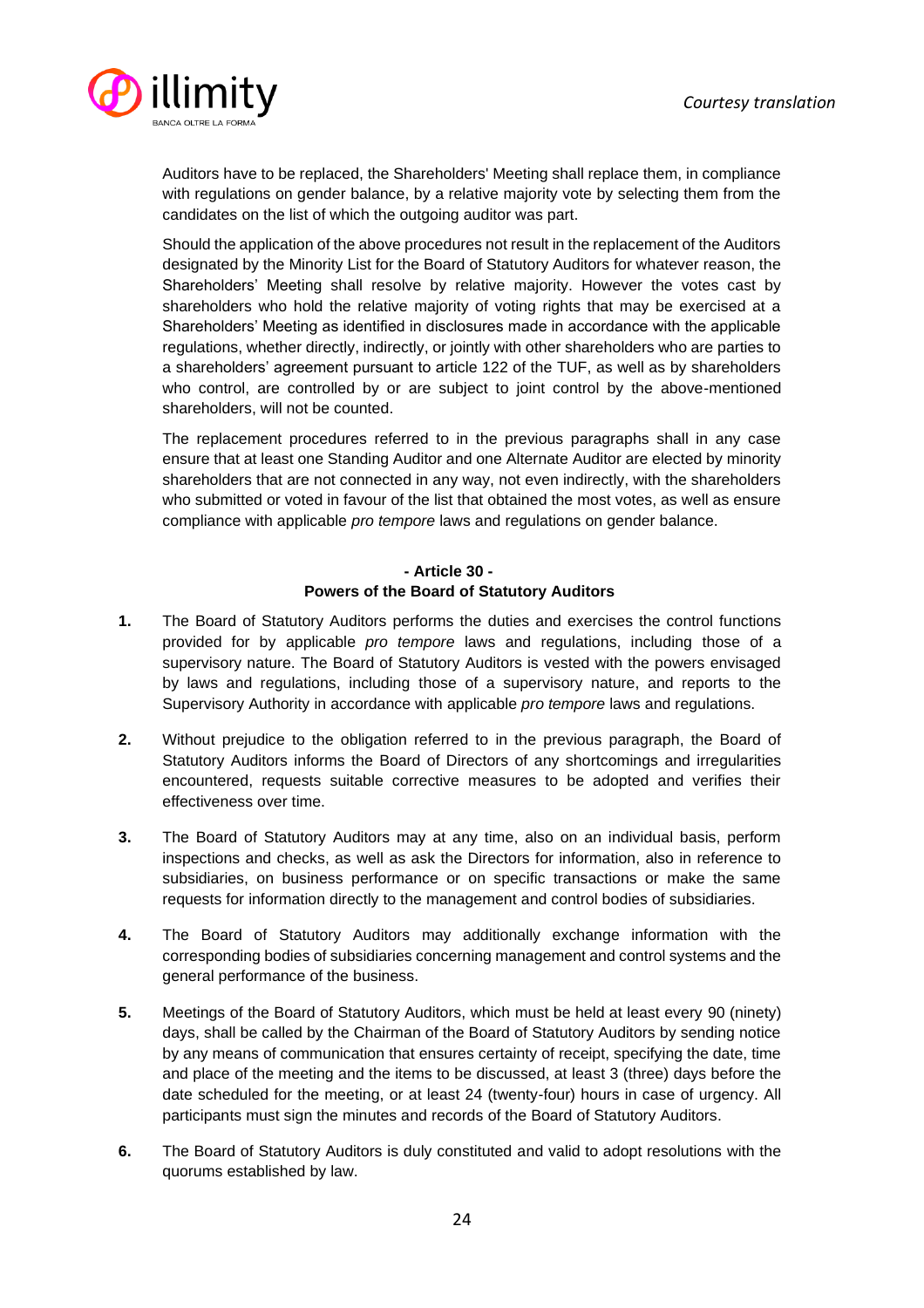Auditors have to be replaced, the Shareholders' Meeting shall replace them, in compliance with regulations on gender balance, by a relative majority vote by selecting them from the candidates on the list of which the outgoing auditor was part.

Should the application of the above procedures not result in the replacement of the Auditors designated by the Minority List for the Board of Statutory Auditors for whatever reason, the Shareholders' Meeting shall resolve by relative majority. However the votes cast by shareholders who hold the relative majority of voting rights that may be exercised at a Shareholders' Meeting as identified in disclosures made in accordance with the applicable regulations, whether directly, indirectly, or jointly with other shareholders who are parties to a shareholders' agreement pursuant to article 122 of the TUF, as well as by shareholders who control, are controlled by or are subject to joint control by the above-mentioned shareholders, will not be counted.

The replacement procedures referred to in the previous paragraphs shall in any case ensure that at least one Standing Auditor and one Alternate Auditor are elected by minority shareholders that are not connected in any way, not even indirectly, with the shareholders who submitted or voted in favour of the list that obtained the most votes, as well as ensure compliance with applicable *pro tempore* laws and regulations on gender balance.

**- Article 30 -**
**Powers of the Board of Statutory Auditors**

**1.** The Board of Statutory Auditors performs the duties and exercises the control functions provided for by applicable *pro tempore* laws and regulations, including those of a supervisory nature. The Board of Statutory Auditors is vested with the powers envisaged by laws and regulations, including those of a supervisory nature, and reports to the Supervisory Authority in accordance with applicable *pro tempore* laws and regulations.

**2.** Without prejudice to the obligation referred to in the previous paragraph, the Board of Statutory Auditors informs the Board of Directors of any shortcomings and irregularities encountered, requests suitable corrective measures to be adopted and verifies their effectiveness over time.

**3.** The Board of Statutory Auditors may at any time, also on an individual basis, perform inspections and checks, as well as ask the Directors for information, also in reference to subsidiaries, on business performance or on specific transactions or make the same requests for information directly to the management and control bodies of subsidiaries.

**4.** The Board of Statutory Auditors may additionally exchange information with the corresponding bodies of subsidiaries concerning management and control systems and the general performance of the business.

**5.** Meetings of the Board of Statutory Auditors, which must be held at least every 90 (ninety) days, shall be called by the Chairman of the Board of Statutory Auditors by sending notice by any means of communication that ensures certainty of receipt, specifying the date, time and place of the meeting and the items to be discussed, at least 3 (three) days before the date scheduled for the meeting, or at least 24 (twenty-four) hours in case of urgency. All participants must sign the minutes and records of the Board of Statutory Auditors.

**6.** The Board of Statutory Auditors is duly constituted and valid to adopt resolutions with the quorums established by law.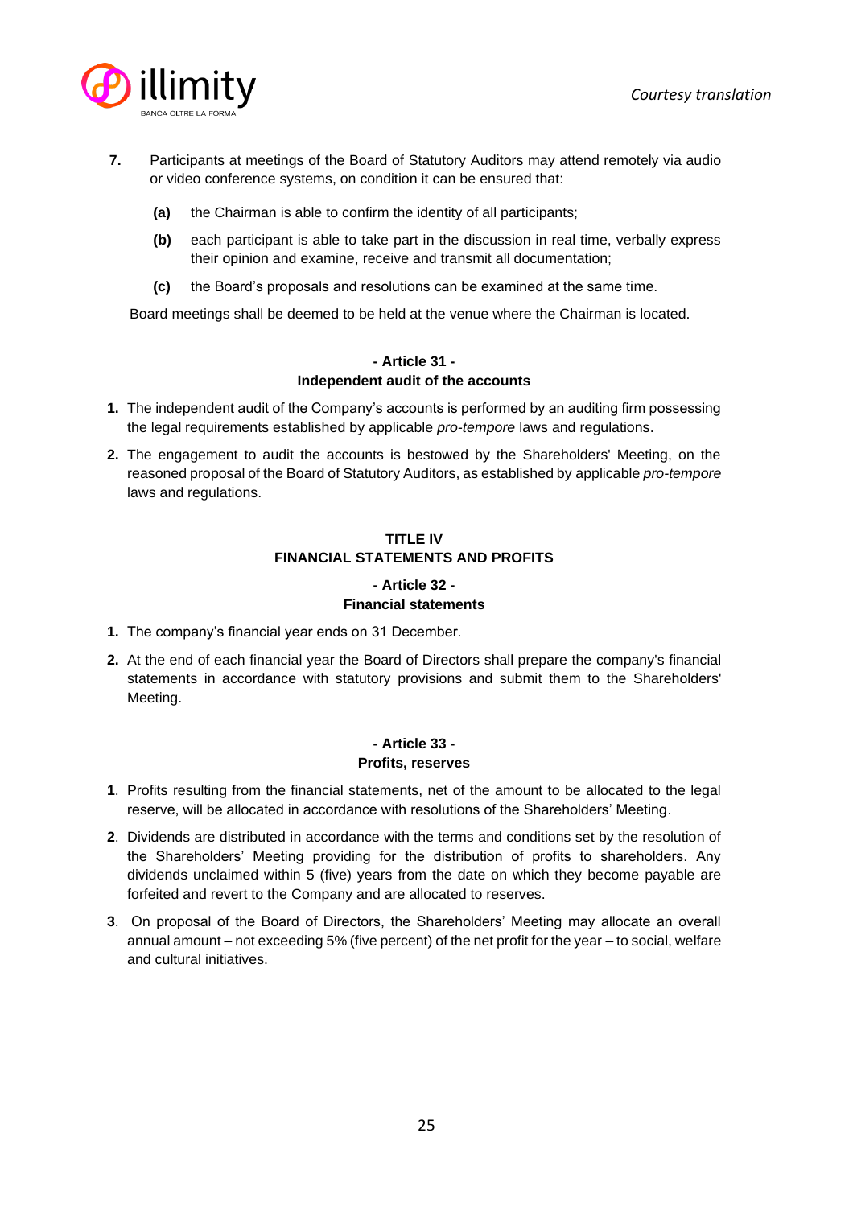**7.** Participants at meetings of the Board of Statutory Auditors may attend remotely via audio or video conference systems, on condition it can be ensured that:

**(a)** the Chairman is able to confirm the identity of all participants;

**(b)** each participant is able to take part in the discussion in real time, verbally express their opinion and examine, receive and transmit all documentation;

**(c)** the Board's proposals and resolutions can be examined at the same time.

Board meetings shall be deemed to be held at the venue where the Chairman is located.

### - Article 31 -
### Independent audit of the accounts

**1.** The independent audit of the Company's accounts is performed by an auditing firm possessing the legal requirements established by applicable *pro-tempore* laws and regulations.

**2.** The engagement to audit the accounts is bestowed by the Shareholders' Meeting, on the reasoned proposal of the Board of Statutory Auditors, as established by applicable *pro-tempore* laws and regulations.

## TITLE IV
## FINANCIAL STATEMENTS AND PROFITS

### - Article 32 -
### Financial statements

**1.** The company's financial year ends on 31 December.

**2.** At the end of each financial year the Board of Directors shall prepare the company's financial statements in accordance with statutory provisions and submit them to the Shareholders' Meeting.

### - Article 33 -
### Profits, reserves

**1**. Profits resulting from the financial statements, net of the amount to be allocated to the legal reserve, will be allocated in accordance with resolutions of the Shareholders' Meeting.

**2**. Dividends are distributed in accordance with the terms and conditions set by the resolution of the Shareholders' Meeting providing for the distribution of profits to shareholders. Any dividends unclaimed within 5 (five) years from the date on which they become payable are forfeited and revert to the Company and are allocated to reserves.

**3**. On proposal of the Board of Directors, the Shareholders' Meeting may allocate an overall annual amount – not exceeding 5% (five percent) of the net profit for the year – to social, welfare and cultural initiatives.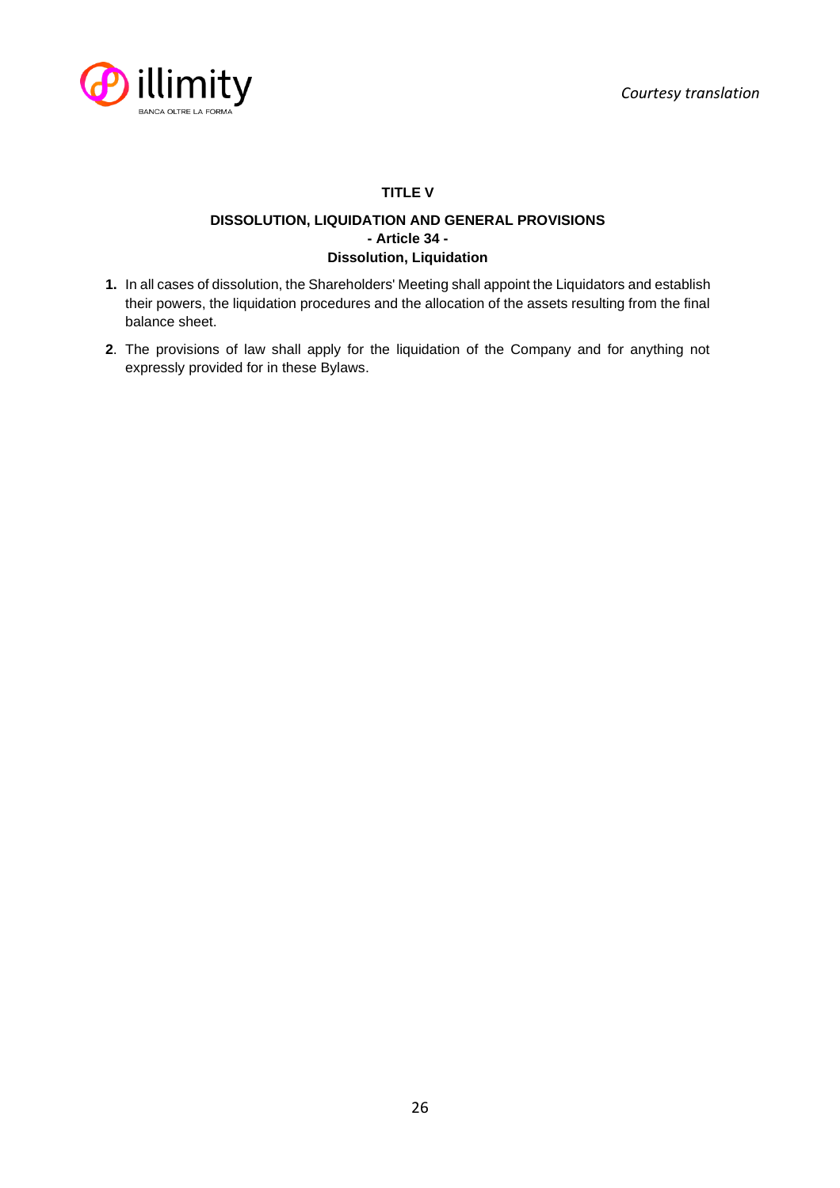## TITLE V

### DISSOLUTION, LIQUIDATION AND GENERAL PROVISIONS

### - Article 34 -

### Dissolution, Liquidation

**1.** In all cases of dissolution, the Shareholders' Meeting shall appoint the Liquidators and establish their powers, the liquidation procedures and the allocation of the assets resulting from the final balance sheet.

**2**. The provisions of law shall apply for the liquidation of the Company and for anything not expressly provided for in these Bylaws.